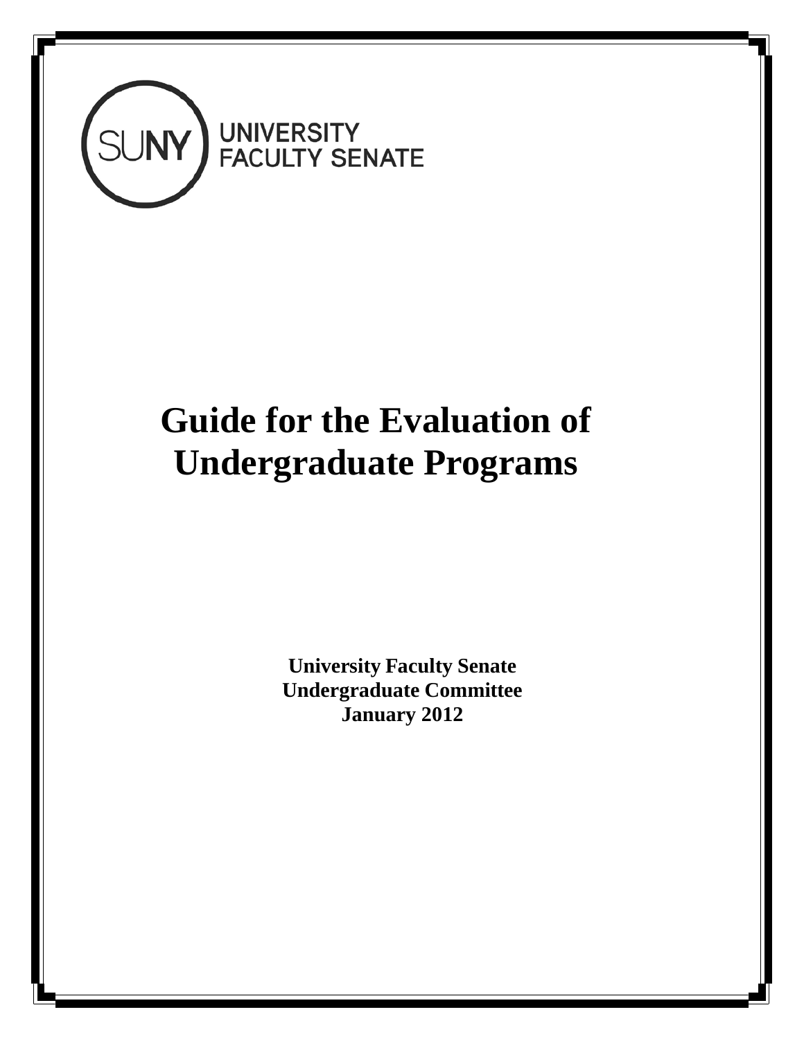SUNY UNIVERSITY FACULTY SENATE

# Guide for the Evaluation of Undergraduate Programs

**University Faculty Senate**
**Undergraduate Committee**
**January 2012**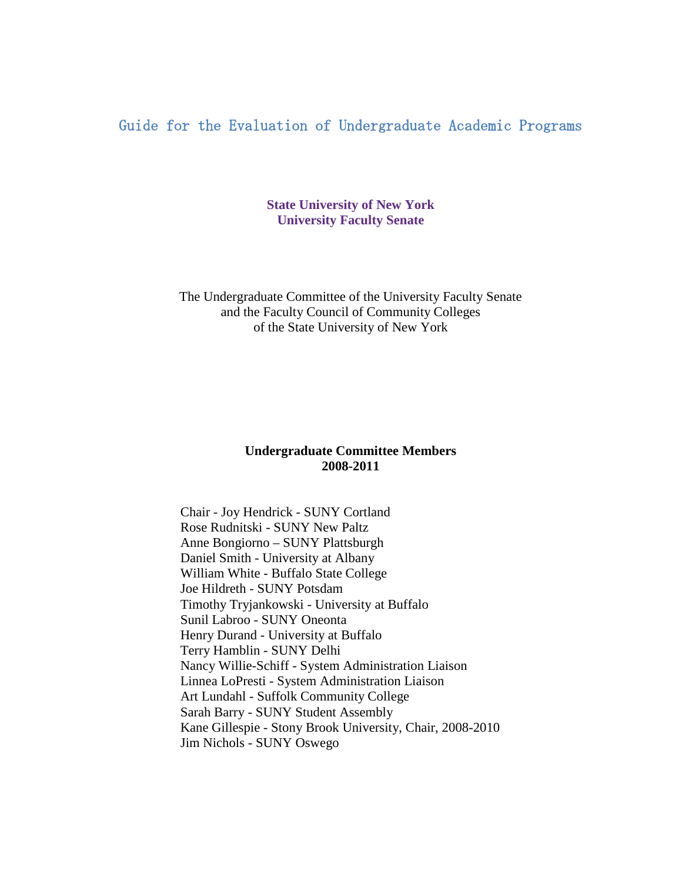# Guide for the Evaluation of Undergraduate Academic Programs

**State University of New York**
**University Faculty Senate**

The Undergraduate Committee of the University Faculty Senate
and the Faculty Council of Community Colleges
of the State University of New York

**Undergraduate Committee Members**
**2008-2011**

Chair - Joy Hendrick - SUNY Cortland
Rose Rudnitski - SUNY New Paltz
Anne Bongiorno – SUNY Plattsburgh
Daniel Smith - University at Albany
William White - Buffalo State College
Joe Hildreth - SUNY Potsdam
Timothy Tryjankowski - University at Buffalo
Sunil Labroo - SUNY Oneonta
Henry Durand - University at Buffalo
Terry Hamblin - SUNY Delhi
Nancy Willie-Schiff - System Administration Liaison
Linnea LoPresti - System Administration Liaison
Art Lundahl - Suffolk Community College
Sarah Barry - SUNY Student Assembly
Kane Gillespie - Stony Brook University, Chair, 2008-2010
Jim Nichols - SUNY Oswego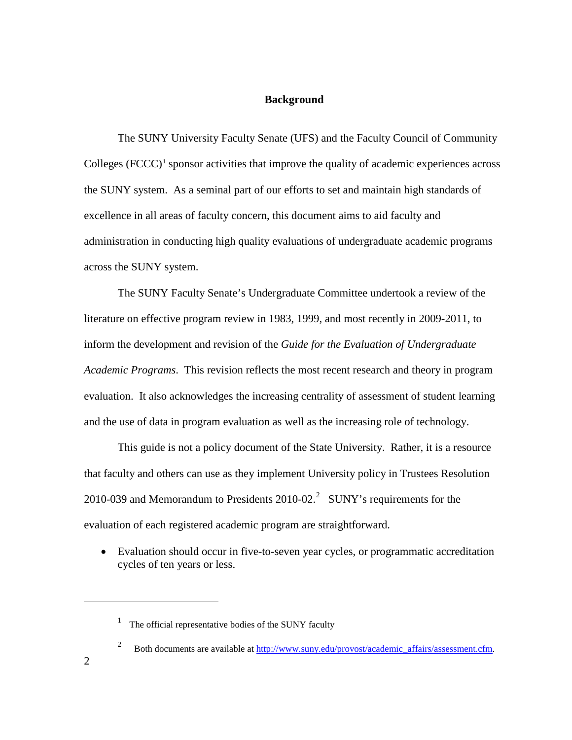## Background

The SUNY University Faculty Senate (UFS) and the Faculty Council of Community Colleges (FCCC)[1] sponsor activities that improve the quality of academic experiences across the SUNY system. As a seminal part of our efforts to set and maintain high standards of excellence in all areas of faculty concern, this document aims to aid faculty and administration in conducting high quality evaluations of undergraduate academic programs across the SUNY system.

The SUNY Faculty Senate's Undergraduate Committee undertook a review of the literature on effective program review in 1983, 1999, and most recently in 2009-2011, to inform the development and revision of the *Guide for the Evaluation of Undergraduate Academic Programs*. This revision reflects the most recent research and theory in program evaluation. It also acknowledges the increasing centrality of assessment of student learning and the use of data in program evaluation as well as the increasing role of technology.

This guide is not a policy document of the State University. Rather, it is a resource that faculty and others can use as they implement University policy in Trustees Resolution 2010-039 and Memorandum to Presidents 2010-02.[2] SUNY's requirements for the evaluation of each registered academic program are straightforward.

- Evaluation should occur in five-to-seven year cycles, or programmatic accreditation cycles of ten years or less.

---

[1] The official representative bodies of the SUNY faculty

[2] Both documents are available at [http://www.suny.edu/provost/academic_affairs/assessment.cfm](http://www.suny.edu/provost/academic_affairs/assessment.cfm).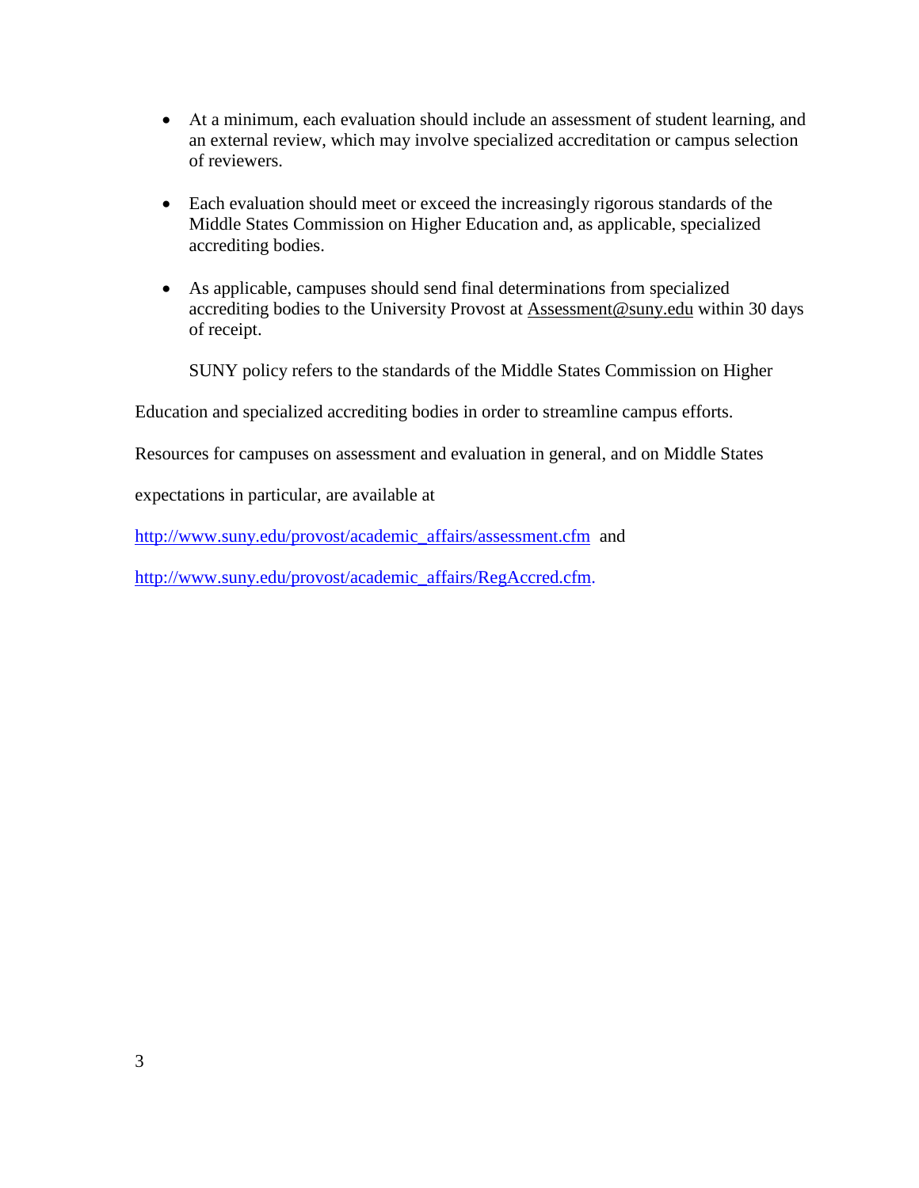- At a minimum, each evaluation should include an assessment of student learning, and an external review, which may involve specialized accreditation or campus selection of reviewers.

- Each evaluation should meet or exceed the increasingly rigorous standards of the Middle States Commission on Higher Education and, as applicable, specialized accrediting bodies.

- As applicable, campuses should send final determinations from specialized accrediting bodies to the University Provost at Assessment@suny.edu within 30 days of receipt.

SUNY policy refers to the standards of the Middle States Commission on Higher Education and specialized accrediting bodies in order to streamline campus efforts. Resources for campuses on assessment and evaluation in general, and on Middle States expectations in particular, are available at http://www.suny.edu/provost/academic_affairs/assessment.cfm and http://www.suny.edu/provost/academic_affairs/RegAccred.cfm.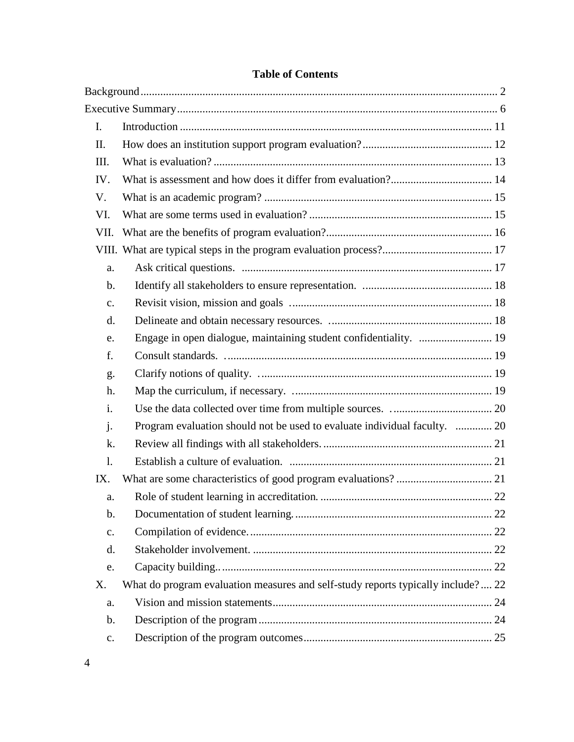## Table of Contents

Background .... 2

Executive Summary .... 6

- I. Introduction .... 11
- II. How does an institution support program evaluation? .... 12
- III. What is evaluation? .... 13
- IV. What is assessment and how does it differ from evaluation? .... 14
- V. What is an academic program? .... 15
- VI. What are some terms used in evaluation? .... 15
- VII. What are the benefits of program evaluation? .... 16
- VIII. What are typical steps in the program evaluation process? .... 17
  - a. Ask critical questions. .... 17
  - b. Identify all stakeholders to ensure representation. .... 18
  - c. Revisit vision, mission and goals .... 18
  - d. Delineate and obtain necessary resources. .... 18
  - e. Engage in open dialogue, maintaining student confidentiality. .... 19
  - f. Consult standards. .... 19
  - g. Clarify notions of quality. .... 19
  - h. Map the curriculum, if necessary. .... 19
  - i. Use the data collected over time from multiple sources. .... 20
  - j. Program evaluation should not be used to evaluate individual faculty. .... 20
  - k. Review all findings with all stakeholders. .... 21
  - l. Establish a culture of evaluation. .... 21
- IX. What are some characteristics of good program evaluations? .... 21
  - a. Role of student learning in accreditation. .... 22
  - b. Documentation of student learning. .... 22
  - c. Compilation of evidence. .... 22
  - d. Stakeholder involvement. .... 22
  - e. Capacity building. .... 22
- X. What do program evaluation measures and self-study reports typically include? .... 22
  - a. Vision and mission statements .... 24
  - b. Description of the program .... 24
  - c. Description of the program outcomes .... 25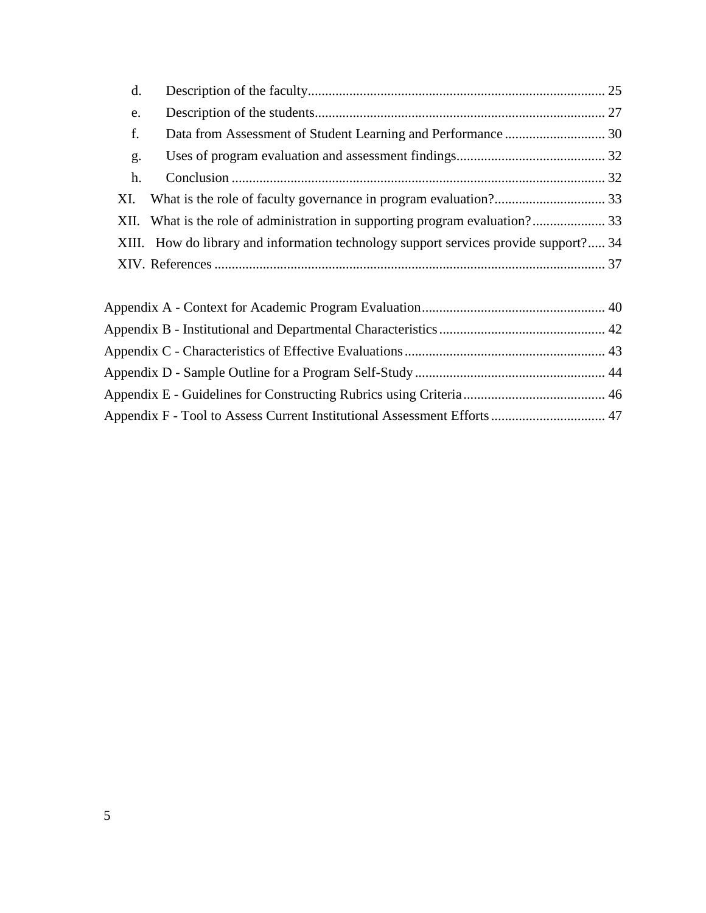d. Description of the faculty ..... 25

e. Description of the students ..... 27

f. Data from Assessment of Student Learning and Performance ..... 30

g. Uses of program evaluation and assessment findings ..... 32

h. Conclusion ..... 32

XI. What is the role of faculty governance in program evaluation? ..... 33

XII. What is the role of administration in supporting program evaluation? ..... 33

XIII. How do library and information technology support services provide support? ..... 34

XIV. References ..... 37

Appendix A - Context for Academic Program Evaluation ..... 40

Appendix B - Institutional and Departmental Characteristics ..... 42

Appendix C - Characteristics of Effective Evaluations ..... 43

Appendix D - Sample Outline for a Program Self-Study ..... 44

Appendix E - Guidelines for Constructing Rubrics using Criteria ..... 46

Appendix F - Tool to Assess Current Institutional Assessment Efforts ..... 47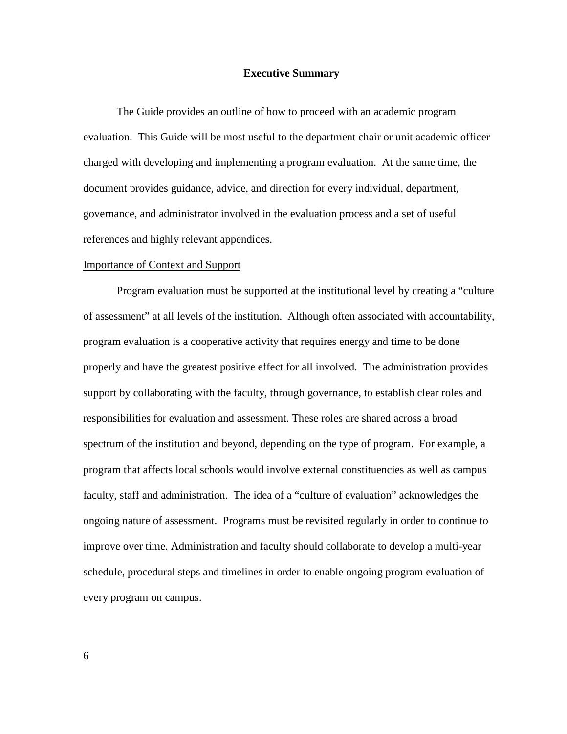## Executive Summary

The Guide provides an outline of how to proceed with an academic program evaluation. This Guide will be most useful to the department chair or unit academic officer charged with developing and implementing a program evaluation. At the same time, the document provides guidance, advice, and direction for every individual, department, governance, and administrator involved in the evaluation process and a set of useful references and highly relevant appendices.

### Importance of Context and Support

Program evaluation must be supported at the institutional level by creating a "culture of assessment" at all levels of the institution. Although often associated with accountability, program evaluation is a cooperative activity that requires energy and time to be done properly and have the greatest positive effect for all involved. The administration provides support by collaborating with the faculty, through governance, to establish clear roles and responsibilities for evaluation and assessment. These roles are shared across a broad spectrum of the institution and beyond, depending on the type of program. For example, a program that affects local schools would involve external constituencies as well as campus faculty, staff and administration. The idea of a "culture of evaluation" acknowledges the ongoing nature of assessment. Programs must be revisited regularly in order to continue to improve over time. Administration and faculty should collaborate to develop a multi-year schedule, procedural steps and timelines in order to enable ongoing program evaluation of every program on campus.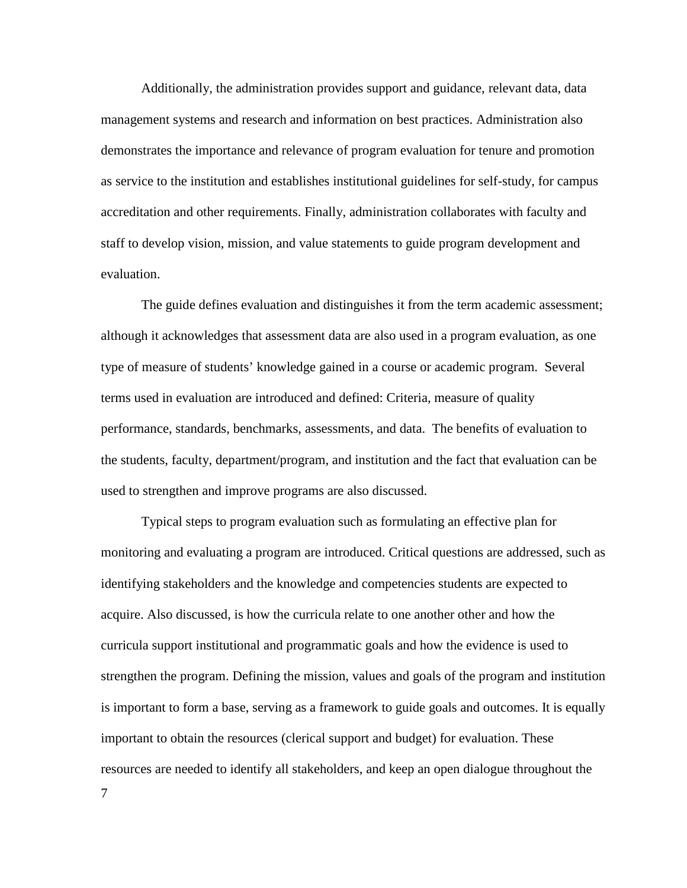Additionally, the administration provides support and guidance, relevant data, data management systems and research and information on best practices. Administration also demonstrates the importance and relevance of program evaluation for tenure and promotion as service to the institution and establishes institutional guidelines for self-study, for campus accreditation and other requirements. Finally, administration collaborates with faculty and staff to develop vision, mission, and value statements to guide program development and evaluation.

The guide defines evaluation and distinguishes it from the term academic assessment; although it acknowledges that assessment data are also used in a program evaluation, as one type of measure of students' knowledge gained in a course or academic program. Several terms used in evaluation are introduced and defined: Criteria, measure of quality performance, standards, benchmarks, assessments, and data. The benefits of evaluation to the students, faculty, department/program, and institution and the fact that evaluation can be used to strengthen and improve programs are also discussed.

Typical steps to program evaluation such as formulating an effective plan for monitoring and evaluating a program are introduced. Critical questions are addressed, such as identifying stakeholders and the knowledge and competencies students are expected to acquire. Also discussed, is how the curricula relate to one another other and how the curricula support institutional and programmatic goals and how the evidence is used to strengthen the program. Defining the mission, values and goals of the program and institution is important to form a base, serving as a framework to guide goals and outcomes. It is equally important to obtain the resources (clerical support and budget) for evaluation. These resources are needed to identify all stakeholders, and keep an open dialogue throughout the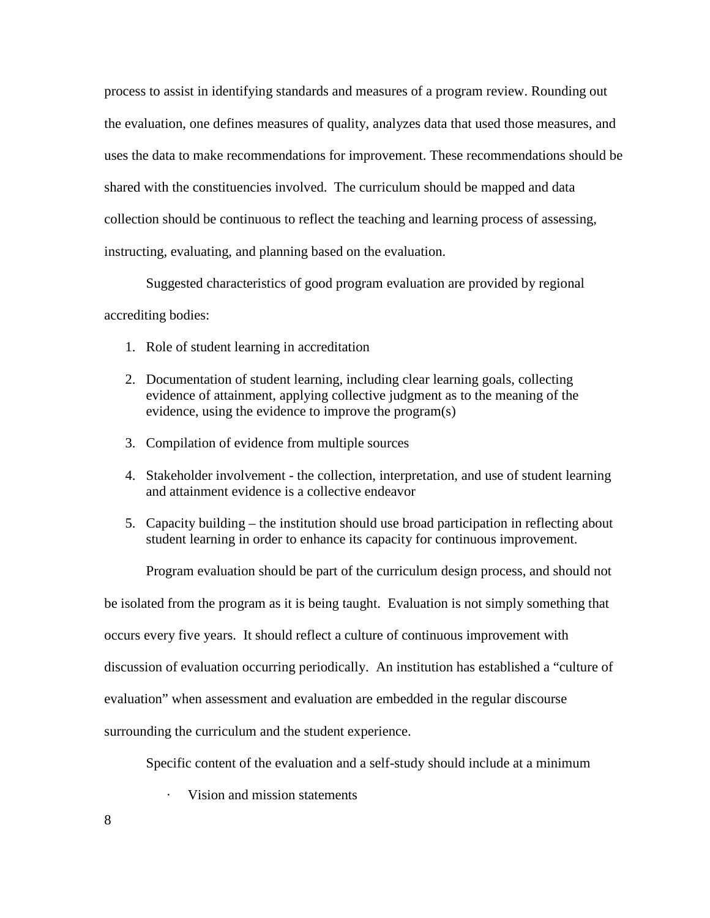process to assist in identifying standards and measures of a program review. Rounding out the evaluation, one defines measures of quality, analyzes data that used those measures, and uses the data to make recommendations for improvement. These recommendations should be shared with the constituencies involved. The curriculum should be mapped and data collection should be continuous to reflect the teaching and learning process of assessing, instructing, evaluating, and planning based on the evaluation.

Suggested characteristics of good program evaluation are provided by regional accrediting bodies:

1. Role of student learning in accreditation
2. Documentation of student learning, including clear learning goals, collecting evidence of attainment, applying collective judgment as to the meaning of the evidence, using the evidence to improve the program(s)
3. Compilation of evidence from multiple sources
4. Stakeholder involvement - the collection, interpretation, and use of student learning and attainment evidence is a collective endeavor
5. Capacity building – the institution should use broad participation in reflecting about student learning in order to enhance its capacity for continuous improvement.

Program evaluation should be part of the curriculum design process, and should not be isolated from the program as it is being taught. Evaluation is not simply something that occurs every five years. It should reflect a culture of continuous improvement with discussion of evaluation occurring periodically. An institution has established a "culture of evaluation" when assessment and evaluation are embedded in the regular discourse surrounding the curriculum and the student experience.

Specific content of the evaluation and a self-study should include at a minimum

- Vision and mission statements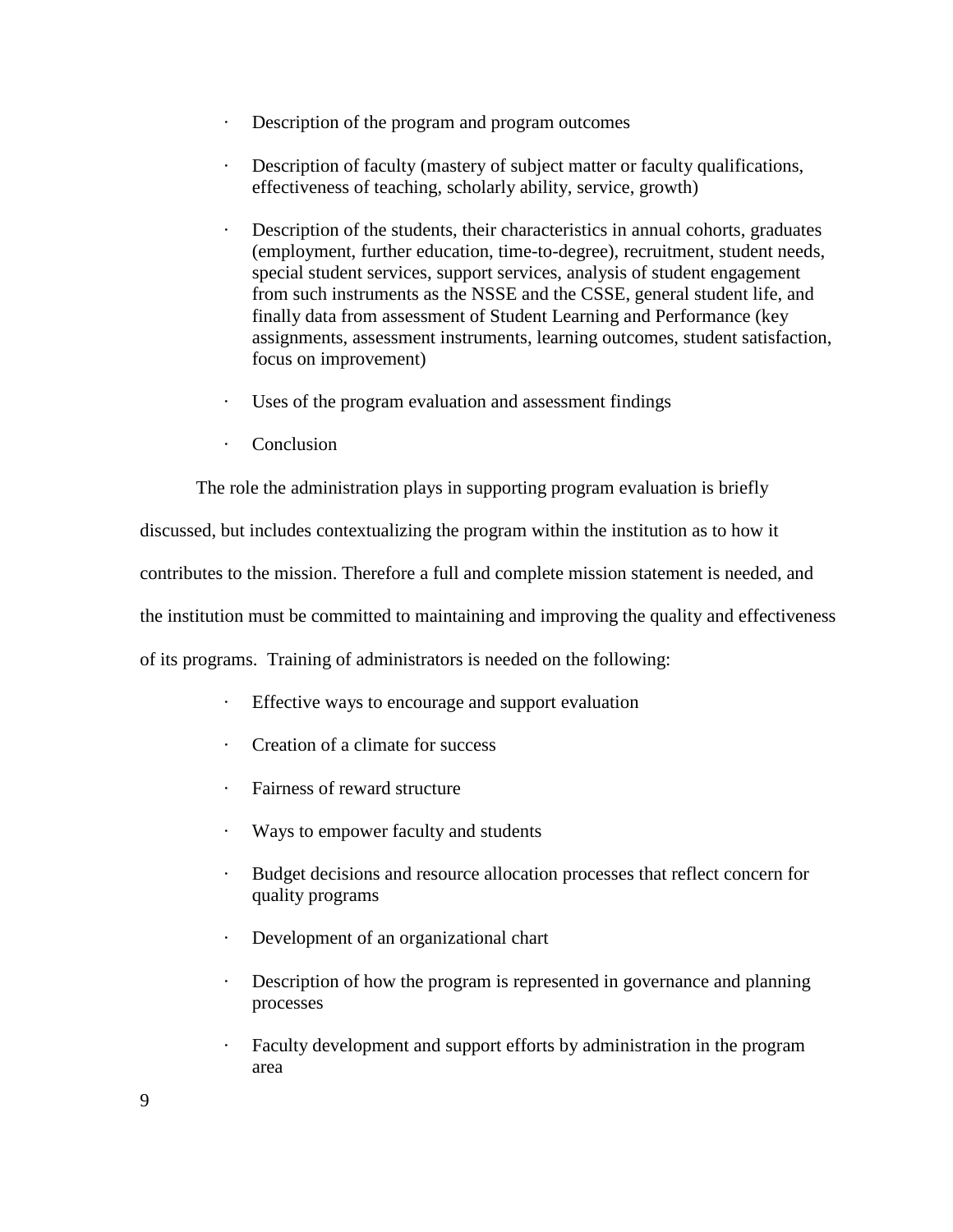- Description of the program and program outcomes
- Description of faculty (mastery of subject matter or faculty qualifications, effectiveness of teaching, scholarly ability, service, growth)
- Description of the students, their characteristics in annual cohorts, graduates (employment, further education, time-to-degree), recruitment, student needs, special student services, support services, analysis of student engagement from such instruments as the NSSE and the CSSE, general student life, and finally data from assessment of Student Learning and Performance (key assignments, assessment instruments, learning outcomes, student satisfaction, focus on improvement)
- Uses of the program evaluation and assessment findings
- Conclusion

The role the administration plays in supporting program evaluation is briefly discussed, but includes contextualizing the program within the institution as to how it contributes to the mission. Therefore a full and complete mission statement is needed, and the institution must be committed to maintaining and improving the quality and effectiveness of its programs. Training of administrators is needed on the following:

- Effective ways to encourage and support evaluation
- Creation of a climate for success
- Fairness of reward structure
- Ways to empower faculty and students
- Budget decisions and resource allocation processes that reflect concern for quality programs
- Development of an organizational chart
- Description of how the program is represented in governance and planning processes
- Faculty development and support efforts by administration in the program area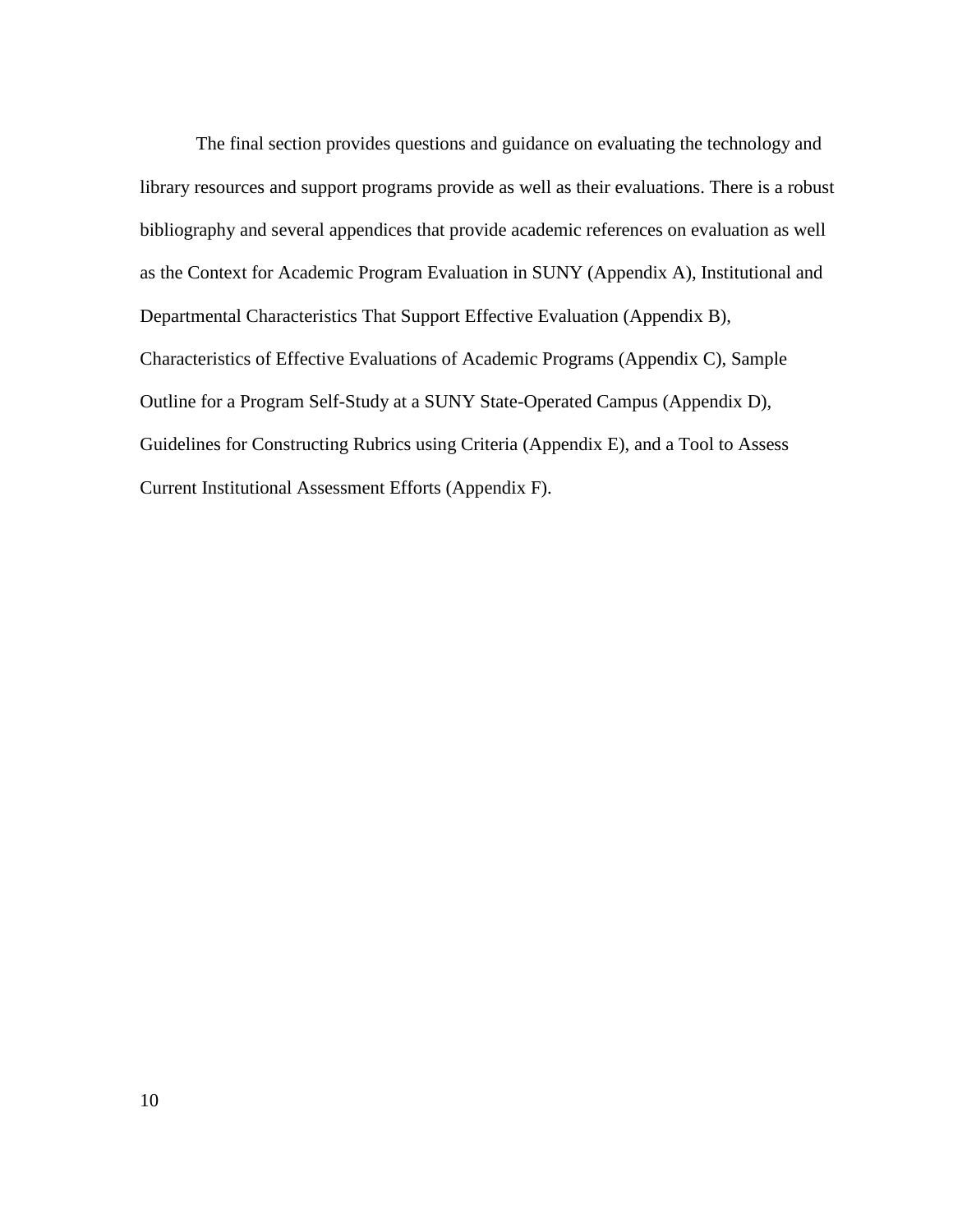The final section provides questions and guidance on evaluating the technology and library resources and support programs provide as well as their evaluations. There is a robust bibliography and several appendices that provide academic references on evaluation as well as the Context for Academic Program Evaluation in SUNY (Appendix A), Institutional and Departmental Characteristics That Support Effective Evaluation (Appendix B), Characteristics of Effective Evaluations of Academic Programs (Appendix C), Sample Outline for a Program Self-Study at a SUNY State-Operated Campus (Appendix D), Guidelines for Constructing Rubrics using Criteria (Appendix E), and a Tool to Assess Current Institutional Assessment Efforts (Appendix F).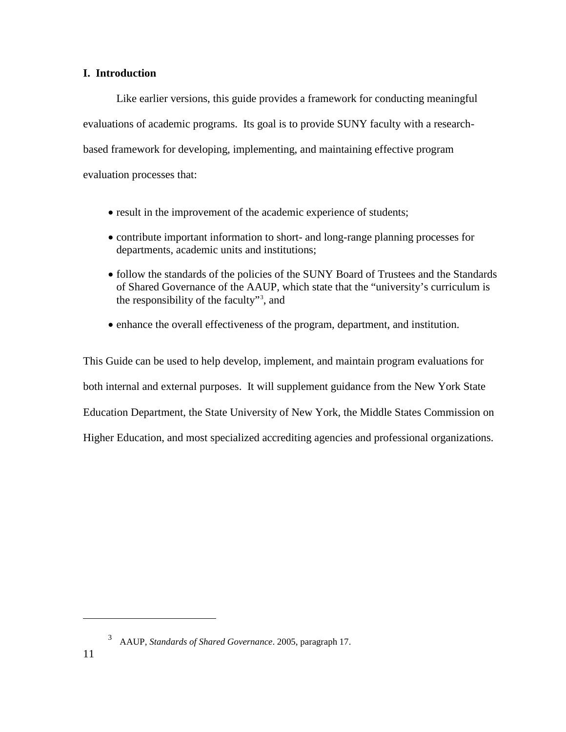## I. Introduction

Like earlier versions, this guide provides a framework for conducting meaningful evaluations of academic programs. Its goal is to provide SUNY faculty with a research-based framework for developing, implementing, and maintaining effective program evaluation processes that:

- result in the improvement of the academic experience of students;
- contribute important information to short- and long-range planning processes for departments, academic units and institutions;
- follow the standards of the policies of the SUNY Board of Trustees and the Standards of Shared Governance of the AAUP, which state that the "university's curriculum is the responsibility of the faculty"[3], and
- enhance the overall effectiveness of the program, department, and institution.

This Guide can be used to help develop, implement, and maintain program evaluations for both internal and external purposes. It will supplement guidance from the New York State Education Department, the State University of New York, the Middle States Commission on Higher Education, and most specialized accrediting agencies and professional organizations.

[3] AAUP, *Standards of Shared Governance*. 2005, paragraph 17.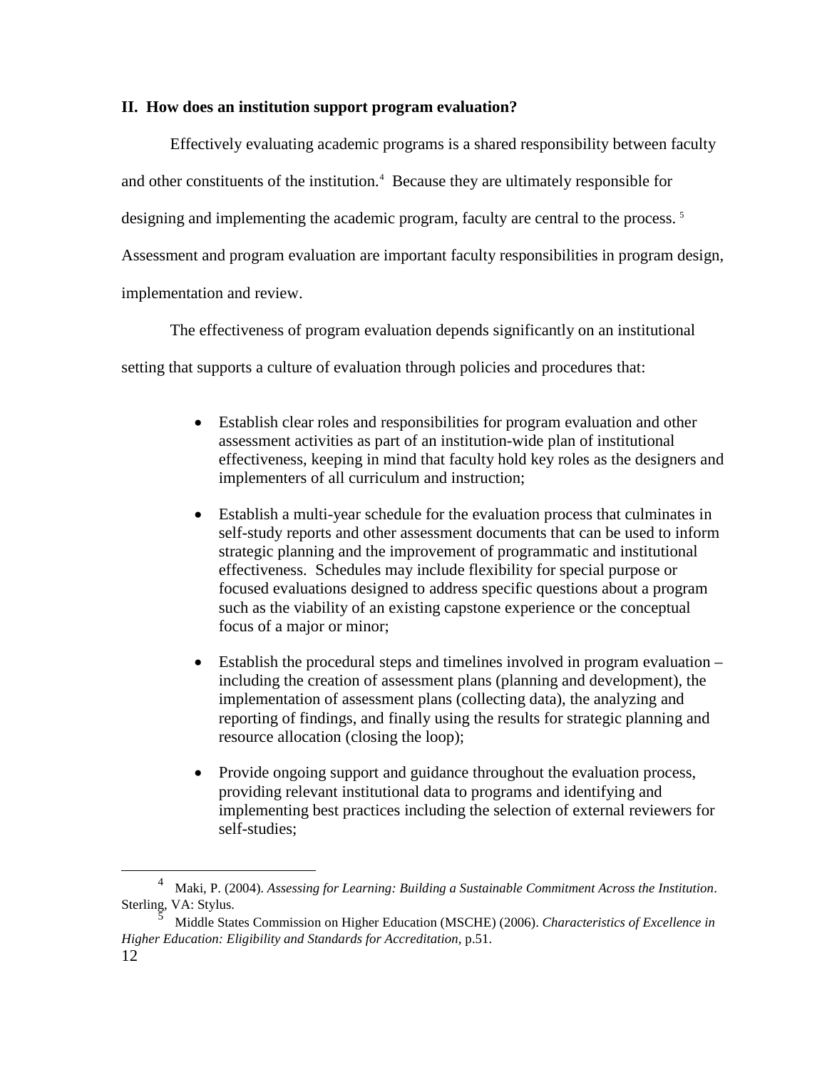## II. How does an institution support program evaluation?

Effectively evaluating academic programs is a shared responsibility between faculty and other constituents of the institution.[4] Because they are ultimately responsible for designing and implementing the academic program, faculty are central to the process.[5] Assessment and program evaluation are important faculty responsibilities in program design, implementation and review.

The effectiveness of program evaluation depends significantly on an institutional setting that supports a culture of evaluation through policies and procedures that:

- Establish clear roles and responsibilities for program evaluation and other assessment activities as part of an institution-wide plan of institutional effectiveness, keeping in mind that faculty hold key roles as the designers and implementers of all curriculum and instruction;

- Establish a multi-year schedule for the evaluation process that culminates in self-study reports and other assessment documents that can be used to inform strategic planning and the improvement of programmatic and institutional effectiveness. Schedules may include flexibility for special purpose or focused evaluations designed to address specific questions about a program such as the viability of an existing capstone experience or the conceptual focus of a major or minor;

- Establish the procedural steps and timelines involved in program evaluation – including the creation of assessment plans (planning and development), the implementation of assessment plans (collecting data), the analyzing and reporting of findings, and finally using the results for strategic planning and resource allocation (closing the loop);

- Provide ongoing support and guidance throughout the evaluation process, providing relevant institutional data to programs and identifying and implementing best practices including the selection of external reviewers for self-studies;

---

[4] Maki, P. (2004). *Assessing for Learning: Building a Sustainable Commitment Across the Institution*. Sterling, VA: Stylus.

[5] Middle States Commission on Higher Education (MSCHE) (2006). *Characteristics of Excellence in Higher Education: Eligibility and Standards for Accreditation*, p.51.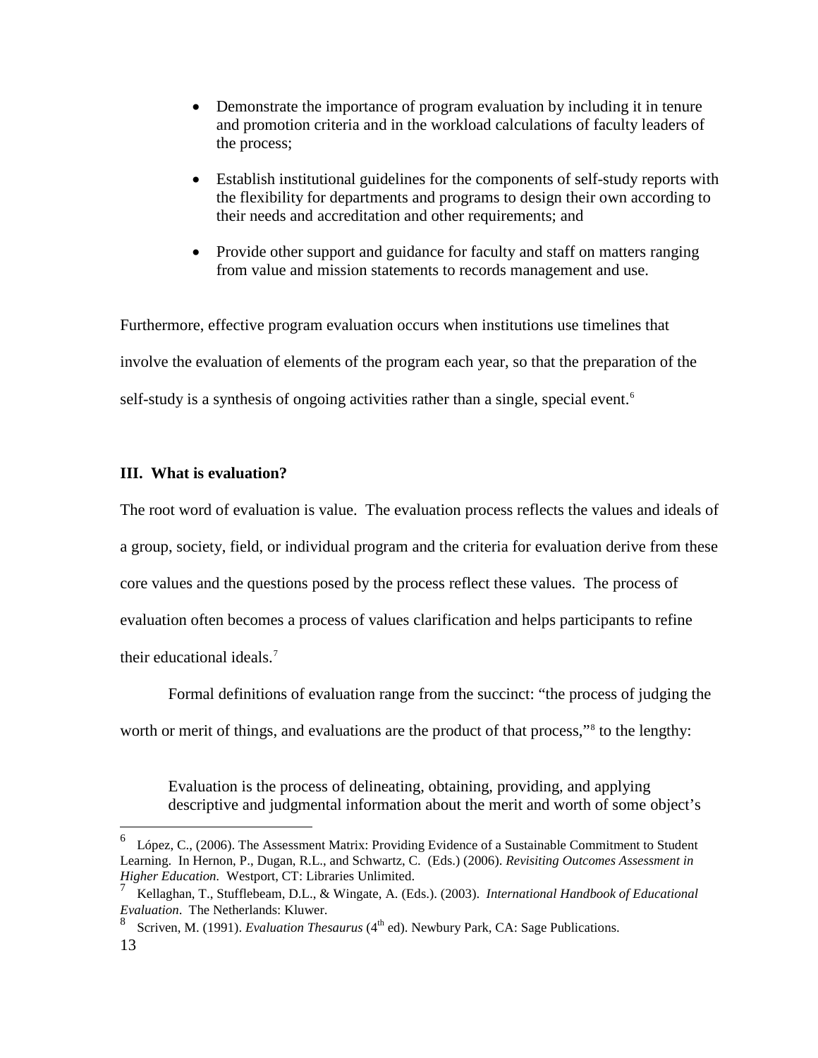- Demonstrate the importance of program evaluation by including it in tenure and promotion criteria and in the workload calculations of faculty leaders of the process;

- Establish institutional guidelines for the components of self-study reports with the flexibility for departments and programs to design their own according to their needs and accreditation and other requirements; and

- Provide other support and guidance for faculty and staff on matters ranging from value and mission statements to records management and use.

Furthermore, effective program evaluation occurs when institutions use timelines that involve the evaluation of elements of the program each year, so that the preparation of the self-study is a synthesis of ongoing activities rather than a single, special event.[6]

### III. What is evaluation?

The root word of evaluation is value. The evaluation process reflects the values and ideals of a group, society, field, or individual program and the criteria for evaluation derive from these core values and the questions posed by the process reflect these values. The process of evaluation often becomes a process of values clarification and helps participants to refine their educational ideals.[7]

Formal definitions of evaluation range from the succinct: "the process of judging the worth or merit of things, and evaluations are the product of that process,"[8] to the lengthy:

> Evaluation is the process of delineating, obtaining, providing, and applying descriptive and judgmental information about the merit and worth of some object's

---

[6] López, C., (2006). The Assessment Matrix: Providing Evidence of a Sustainable Commitment to Student Learning. In Hernon, P., Dugan, R.L., and Schwartz, C. (Eds.) (2006). *Revisiting Outcomes Assessment in Higher Education*. Westport, CT: Libraries Unlimited.

[7] Kellaghan, T., Stufflebeam, D.L., & Wingate, A. (Eds.). (2003). *International Handbook of Educational Evaluation*. The Netherlands: Kluwer.

[8] Scriven, M. (1991). *Evaluation Thesaurus* (4th ed). Newbury Park, CA: Sage Publications.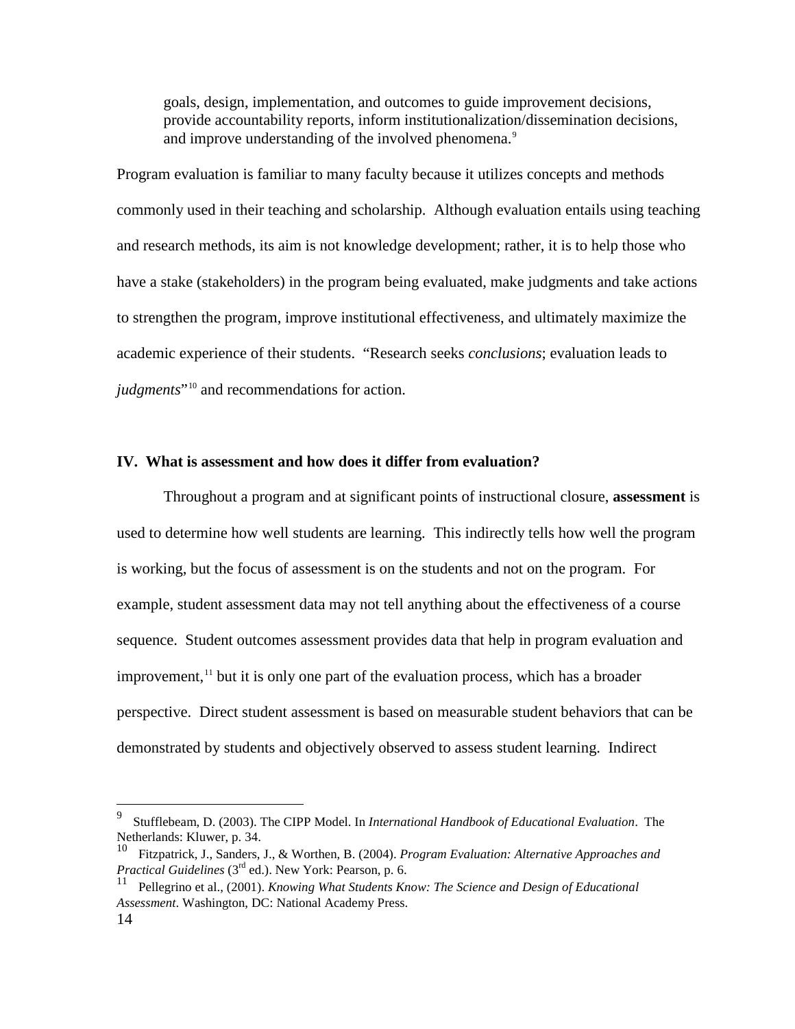> goals, design, implementation, and outcomes to guide improvement decisions, provide accountability reports, inform institutionalization/dissemination decisions, and improve understanding of the involved phenomena.[9]

Program evaluation is familiar to many faculty because it utilizes concepts and methods commonly used in their teaching and scholarship. Although evaluation entails using teaching and research methods, its aim is not knowledge development; rather, it is to help those who have a stake (stakeholders) in the program being evaluated, make judgments and take actions to strengthen the program, improve institutional effectiveness, and ultimately maximize the academic experience of their students. "Research seeks *conclusions*; evaluation leads to *judgments*"[10] and recommendations for action.

### IV. What is assessment and how does it differ from evaluation?

Throughout a program and at significant points of instructional closure, **assessment** is used to determine how well students are learning. This indirectly tells how well the program is working, but the focus of assessment is on the students and not on the program. For example, student assessment data may not tell anything about the effectiveness of a course sequence. Student outcomes assessment provides data that help in program evaluation and improvement,[11] but it is only one part of the evaluation process, which has a broader perspective. Direct student assessment is based on measurable student behaviors that can be demonstrated by students and objectively observed to assess student learning. Indirect

---

[9] Stufflebeam, D. (2003). The CIPP Model. In *International Handbook of Educational Evaluation*. The Netherlands: Kluwer, p. 34.

[10] Fitzpatrick, J., Sanders, J., & Worthen, B. (2004). *Program Evaluation: Alternative Approaches and Practical Guidelines* (3rd ed.). New York: Pearson, p. 6.

[11] Pellegrino et al., (2001). *Knowing What Students Know: The Science and Design of Educational Assessment*. Washington, DC: National Academy Press.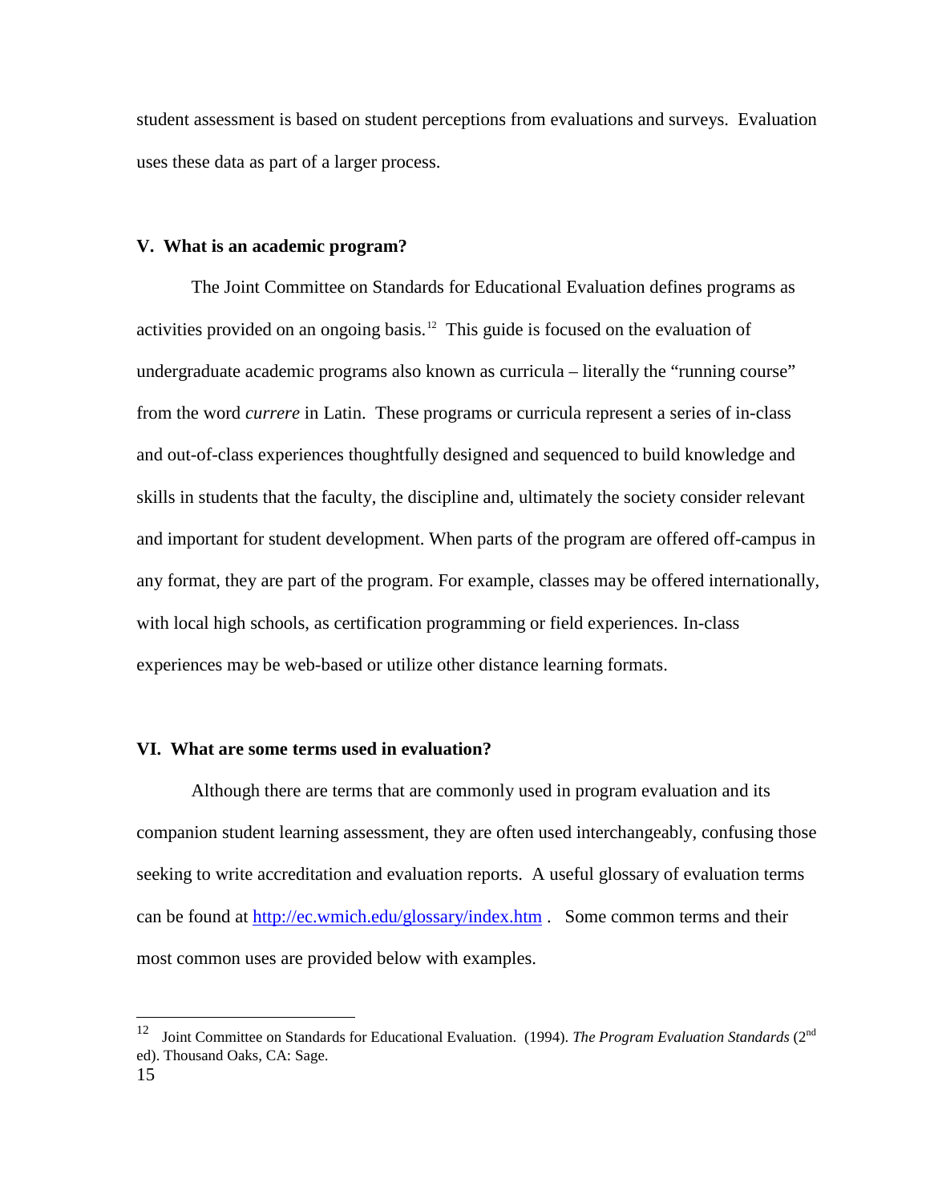student assessment is based on student perceptions from evaluations and surveys. Evaluation uses these data as part of a larger process.

### V. What is an academic program?

The Joint Committee on Standards for Educational Evaluation defines programs as activities provided on an ongoing basis.[12] This guide is focused on the evaluation of undergraduate academic programs also known as curricula – literally the "running course" from the word *currere* in Latin. These programs or curricula represent a series of in-class and out-of-class experiences thoughtfully designed and sequenced to build knowledge and skills in students that the faculty, the discipline and, ultimately the society consider relevant and important for student development. When parts of the program are offered off-campus in any format, they are part of the program. For example, classes may be offered internationally, with local high schools, as certification programming or field experiences. In-class experiences may be web-based or utilize other distance learning formats.

### VI. What are some terms used in evaluation?

Although there are terms that are commonly used in program evaluation and its companion student learning assessment, they are often used interchangeably, confusing those seeking to write accreditation and evaluation reports. A useful glossary of evaluation terms can be found at [http://ec.wmich.edu/glossary/index.htm](http://ec.wmich.edu/glossary/index.htm) . Some common terms and their most common uses are provided below with examples.

---

[12] Joint Committee on Standards for Educational Evaluation. (1994). *The Program Evaluation Standards* (2nd ed). Thousand Oaks, CA: Sage.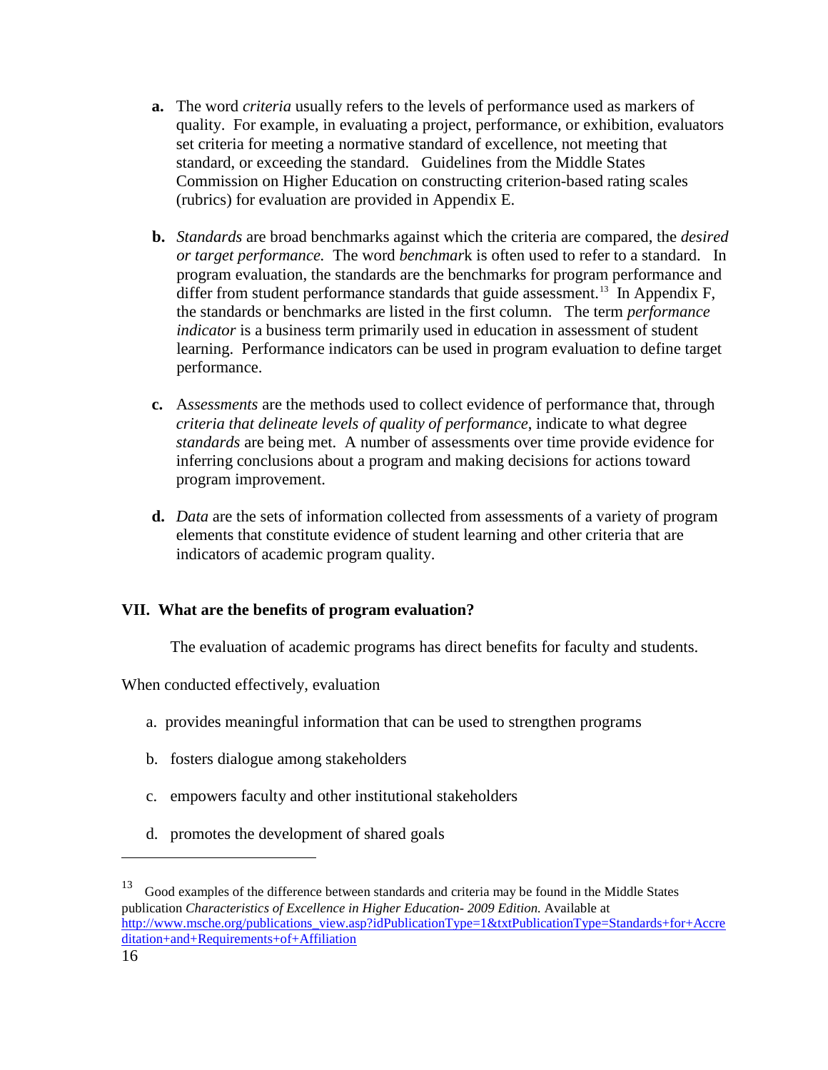- **a.** The word *criteria* usually refers to the levels of performance used as markers of quality. For example, in evaluating a project, performance, or exhibition, evaluators set criteria for meeting a normative standard of excellence, not meeting that standard, or exceeding the standard. Guidelines from the Middle States Commission on Higher Education on constructing criterion-based rating scales (rubrics) for evaluation are provided in Appendix E.

- **b.** *Standards* are broad benchmarks against which the criteria are compared, the *desired or target performance.* The word *benchmark* is often used to refer to a standard. In program evaluation, the standards are the benchmarks for program performance and differ from student performance standards that guide assessment.[13] In Appendix F, the standards or benchmarks are listed in the first column. The term *performance indicator* is a business term primarily used in education in assessment of student learning. Performance indicators can be used in program evaluation to define target performance.

- **c.** A*ssessments* are the methods used to collect evidence of performance that, through *criteria that delineate levels of quality of performance*, indicate to what degree *standards* are being met. A number of assessments over time provide evidence for inferring conclusions about a program and making decisions for actions toward program improvement.

- **d.** *Data* are the sets of information collected from assessments of a variety of program elements that constitute evidence of student learning and other criteria that are indicators of academic program quality.

## VII. What are the benefits of program evaluation?

The evaluation of academic programs has direct benefits for faculty and students.

When conducted effectively, evaluation

a. provides meaningful information that can be used to strengthen programs

b. fosters dialogue among stakeholders

c. empowers faculty and other institutional stakeholders

d. promotes the development of shared goals

---

[13] Good examples of the difference between standards and criteria may be found in the Middle States publication *Characteristics of Excellence in Higher Education- 2009 Edition.* Available at http://www.msche.org/publications_view.asp?idPublicationType=1&txtPublicationType=Standards+for+Accreditation+and+Requirements+of+Affiliation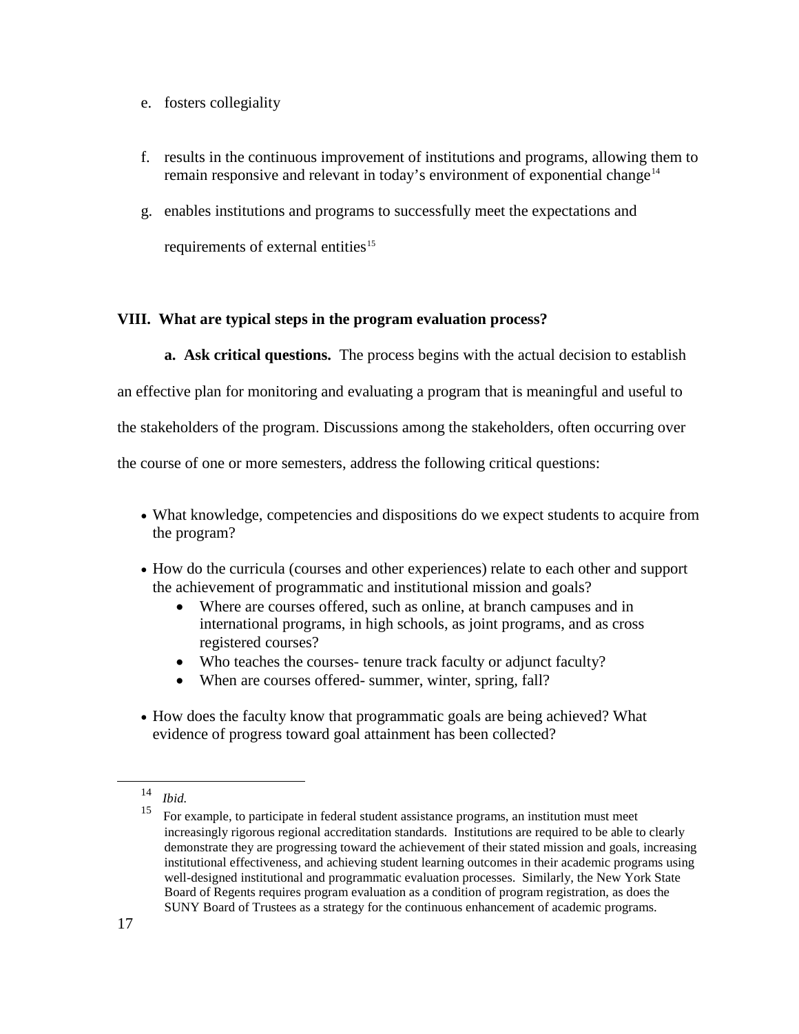e. fosters collegiality

f. results in the continuous improvement of institutions and programs, allowing them to remain responsive and relevant in today's environment of exponential change[14]

g. enables institutions and programs to successfully meet the expectations and requirements of external entities[15]

## VIII. What are typical steps in the program evaluation process?

**a. Ask critical questions.** The process begins with the actual decision to establish an effective plan for monitoring and evaluating a program that is meaningful and useful to the stakeholders of the program. Discussions among the stakeholders, often occurring over the course of one or more semesters, address the following critical questions:

- What knowledge, competencies and dispositions do we expect students to acquire from the program?
- How do the curricula (courses and other experiences) relate to each other and support the achievement of programmatic and institutional mission and goals?
  - Where are courses offered, such as online, at branch campuses and in international programs, in high schools, as joint programs, and as cross registered courses?
  - Who teaches the courses- tenure track faculty or adjunct faculty?
  - When are courses offered- summer, winter, spring, fall?
- How does the faculty know that programmatic goals are being achieved? What evidence of progress toward goal attainment has been collected?

---

[14] *Ibid.*

[15] For example, to participate in federal student assistance programs, an institution must meet increasingly rigorous regional accreditation standards. Institutions are required to be able to clearly demonstrate they are progressing toward the achievement of their stated mission and goals, increasing institutional effectiveness, and achieving student learning outcomes in their academic programs using well-designed institutional and programmatic evaluation processes. Similarly, the New York State Board of Regents requires program evaluation as a condition of program registration, as does the SUNY Board of Trustees as a strategy for the continuous enhancement of academic programs.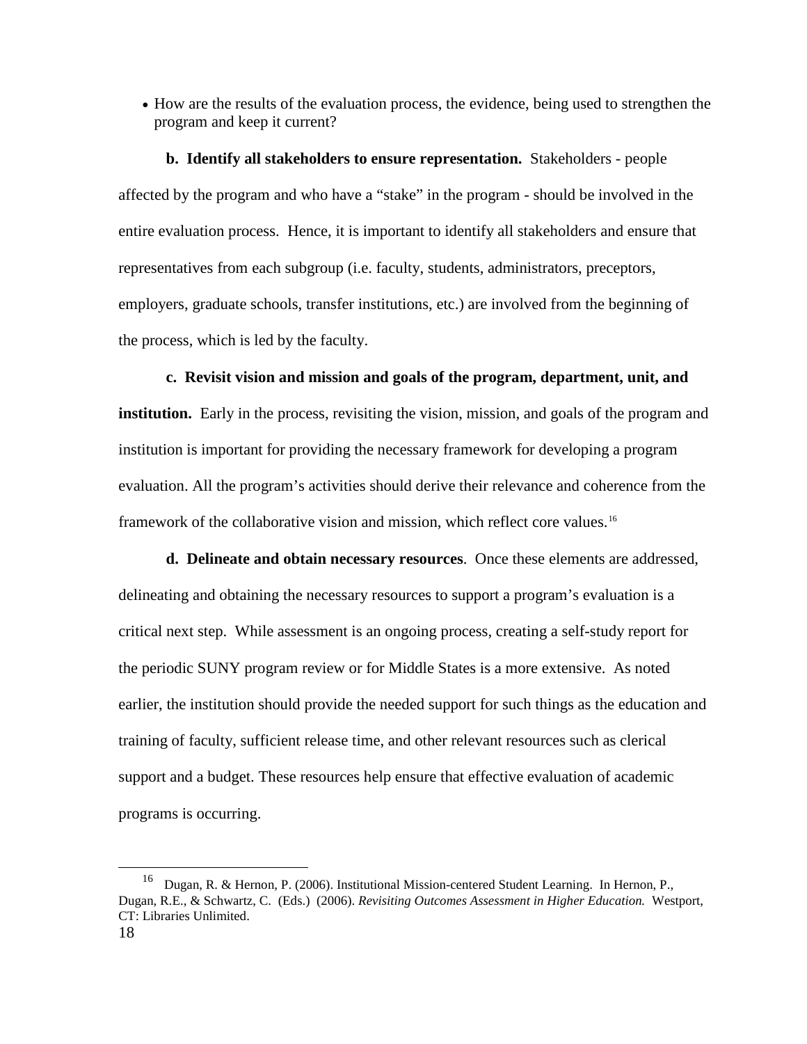- How are the results of the evaluation process, the evidence, being used to strengthen the program and keep it current?

**b. Identify all stakeholders to ensure representation.** Stakeholders - people affected by the program and who have a "stake" in the program - should be involved in the entire evaluation process. Hence, it is important to identify all stakeholders and ensure that representatives from each subgroup (i.e. faculty, students, administrators, preceptors, employers, graduate schools, transfer institutions, etc.) are involved from the beginning of the process, which is led by the faculty.

**c. Revisit vision and mission and goals of the program, department, unit, and institution.** Early in the process, revisiting the vision, mission, and goals of the program and institution is important for providing the necessary framework for developing a program evaluation. All the program's activities should derive their relevance and coherence from the framework of the collaborative vision and mission, which reflect core values.[16]

**d. Delineate and obtain necessary resources**. Once these elements are addressed, delineating and obtaining the necessary resources to support a program's evaluation is a critical next step. While assessment is an ongoing process, creating a self-study report for the periodic SUNY program review or for Middle States is a more extensive. As noted earlier, the institution should provide the needed support for such things as the education and training of faculty, sufficient release time, and other relevant resources such as clerical support and a budget. These resources help ensure that effective evaluation of academic programs is occurring.

---

[16] Dugan, R. & Hernon, P. (2006). Institutional Mission-centered Student Learning. In Hernon, P., Dugan, R.E., & Schwartz, C. (Eds.) (2006). *Revisiting Outcomes Assessment in Higher Education.* Westport, CT: Libraries Unlimited.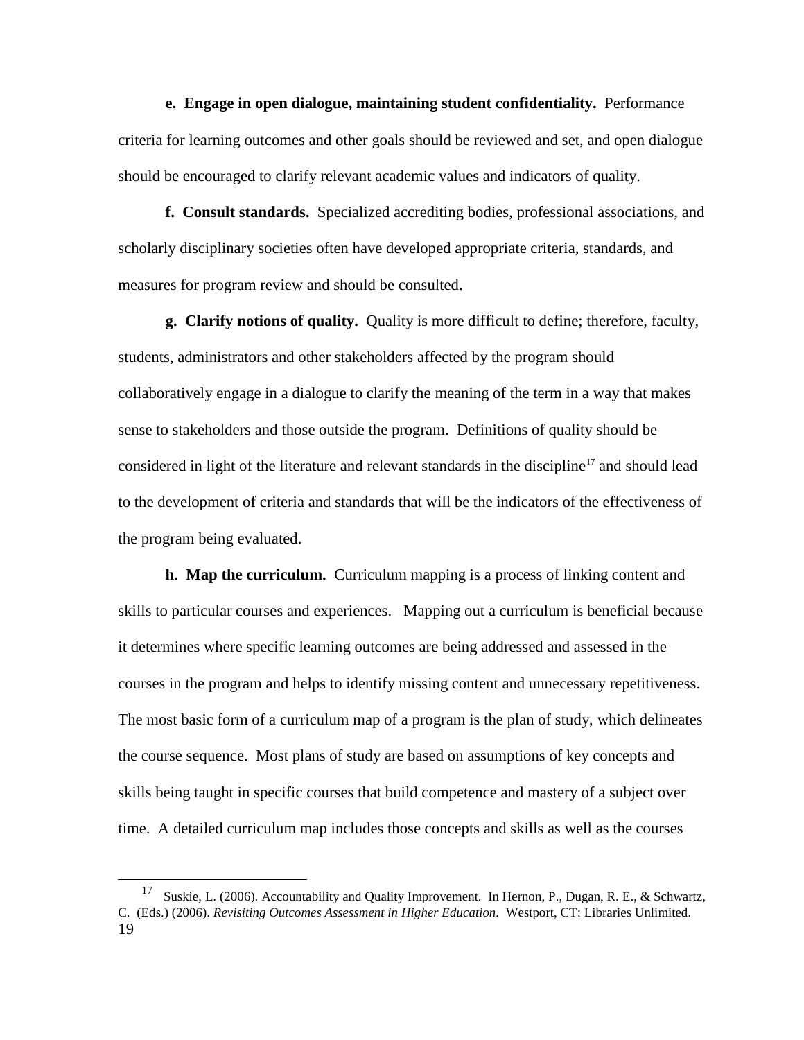**e. Engage in open dialogue, maintaining student confidentiality.** Performance criteria for learning outcomes and other goals should be reviewed and set, and open dialogue should be encouraged to clarify relevant academic values and indicators of quality.

**f. Consult standards.** Specialized accrediting bodies, professional associations, and scholarly disciplinary societies often have developed appropriate criteria, standards, and measures for program review and should be consulted.

**g. Clarify notions of quality.** Quality is more difficult to define; therefore, faculty, students, administrators and other stakeholders affected by the program should collaboratively engage in a dialogue to clarify the meaning of the term in a way that makes sense to stakeholders and those outside the program. Definitions of quality should be considered in light of the literature and relevant standards in the discipline[17] and should lead to the development of criteria and standards that will be the indicators of the effectiveness of the program being evaluated.

**h. Map the curriculum.** Curriculum mapping is a process of linking content and skills to particular courses and experiences. Mapping out a curriculum is beneficial because it determines where specific learning outcomes are being addressed and assessed in the courses in the program and helps to identify missing content and unnecessary repetitiveness. The most basic form of a curriculum map of a program is the plan of study, which delineates the course sequence. Most plans of study are based on assumptions of key concepts and skills being taught in specific courses that build competence and mastery of a subject over time. A detailed curriculum map includes those concepts and skills as well as the courses

---

[17] Suskie, L. (2006). Accountability and Quality Improvement. In Hernon, P., Dugan, R. E., & Schwartz, C. (Eds.) (2006). *Revisiting Outcomes Assessment in Higher Education*. Westport, CT: Libraries Unlimited.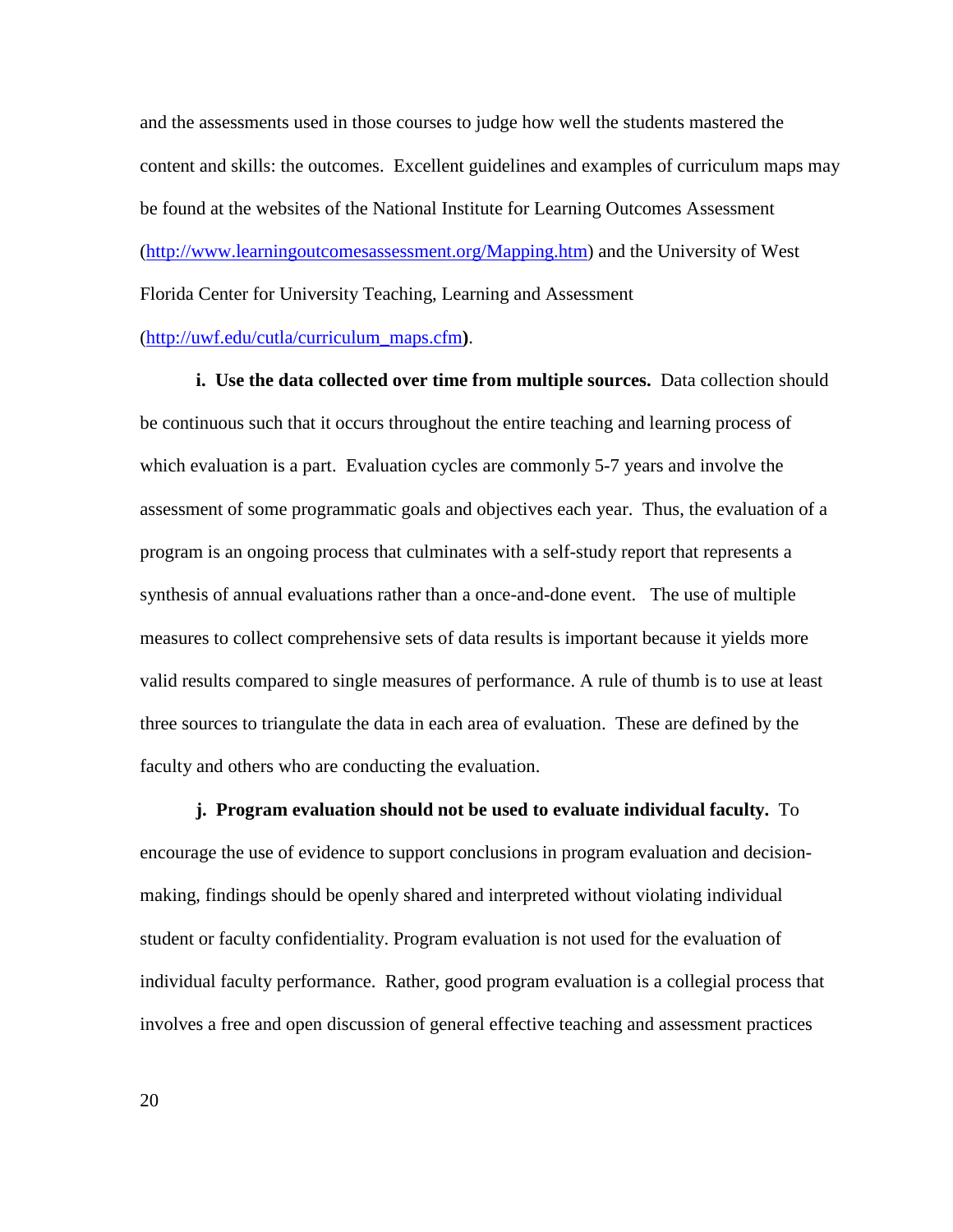and the assessments used in those courses to judge how well the students mastered the content and skills: the outcomes. Excellent guidelines and examples of curriculum maps may be found at the websites of the National Institute for Learning Outcomes Assessment (http://www.learningoutcomesassessment.org/Mapping.htm) and the University of West Florida Center for University Teaching, Learning and Assessment (http://uwf.edu/cutla/curriculum_maps.cfm**)**.

**i. Use the data collected over time from multiple sources.** Data collection should be continuous such that it occurs throughout the entire teaching and learning process of which evaluation is a part. Evaluation cycles are commonly 5-7 years and involve the assessment of some programmatic goals and objectives each year. Thus, the evaluation of a program is an ongoing process that culminates with a self-study report that represents a synthesis of annual evaluations rather than a once-and-done event. The use of multiple measures to collect comprehensive sets of data results is important because it yields more valid results compared to single measures of performance. A rule of thumb is to use at least three sources to triangulate the data in each area of evaluation. These are defined by the faculty and others who are conducting the evaluation.

**j. Program evaluation should not be used to evaluate individual faculty.** To encourage the use of evidence to support conclusions in program evaluation and decision-making, findings should be openly shared and interpreted without violating individual student or faculty confidentiality. Program evaluation is not used for the evaluation of individual faculty performance. Rather, good program evaluation is a collegial process that involves a free and open discussion of general effective teaching and assessment practices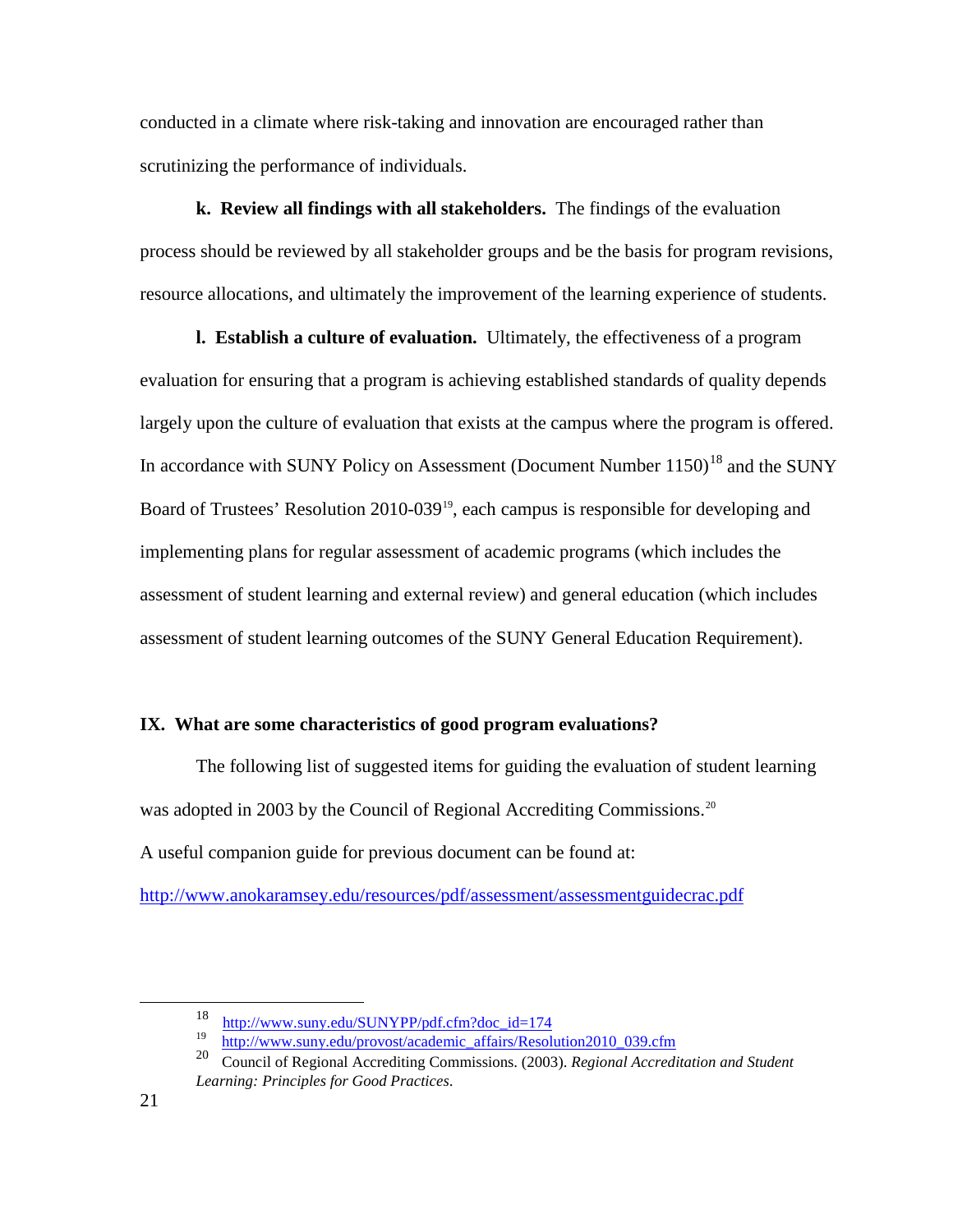conducted in a climate where risk-taking and innovation are encouraged rather than scrutinizing the performance of individuals.

**k. Review all findings with all stakeholders.** The findings of the evaluation process should be reviewed by all stakeholder groups and be the basis for program revisions, resource allocations, and ultimately the improvement of the learning experience of students.

**l. Establish a culture of evaluation.** Ultimately, the effectiveness of a program evaluation for ensuring that a program is achieving established standards of quality depends largely upon the culture of evaluation that exists at the campus where the program is offered. In accordance with SUNY Policy on Assessment (Document Number 1150)[18] and the SUNY Board of Trustees' Resolution 2010-039[19], each campus is responsible for developing and implementing plans for regular assessment of academic programs (which includes the assessment of student learning and external review) and general education (which includes assessment of student learning outcomes of the SUNY General Education Requirement).

## IX. What are some characteristics of good program evaluations?

The following list of suggested items for guiding the evaluation of student learning was adopted in 2003 by the Council of Regional Accrediting Commissions.[20]

A useful companion guide for previous document can be found at:

http://www.anokaramsey.edu/resources/pdf/assessment/assessmentguidecrac.pdf

---

[18] http://www.suny.edu/SUNYPP/pdf.cfm?doc_id=174

[19] http://www.suny.edu/provost/academic_affairs/Resolution2010_039.cfm

[20] Council of Regional Accrediting Commissions. (2003). *Regional Accreditation and Student Learning: Principles for Good Practices*.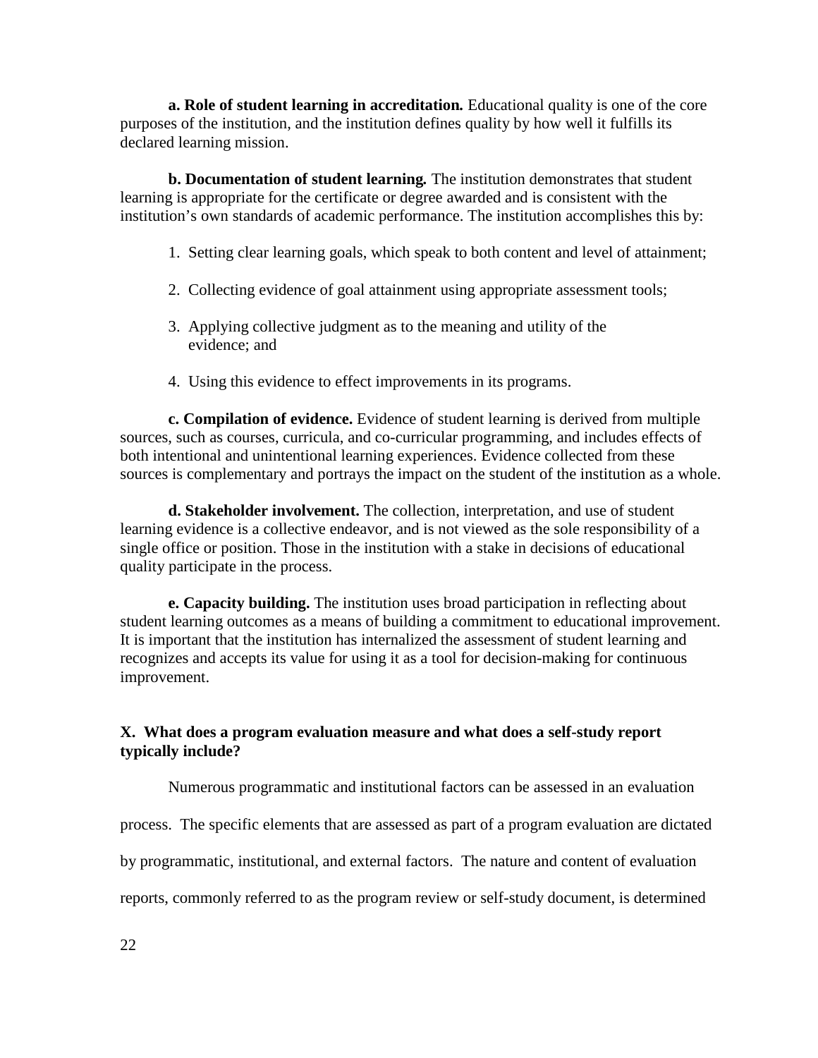**a. Role of student learning in accreditation.** Educational quality is one of the core purposes of the institution, and the institution defines quality by how well it fulfills its declared learning mission.

**b. Documentation of student learning.** The institution demonstrates that student learning is appropriate for the certificate or degree awarded and is consistent with the institution's own standards of academic performance. The institution accomplishes this by:

1. Setting clear learning goals, which speak to both content and level of attainment;

2. Collecting evidence of goal attainment using appropriate assessment tools;

3. Applying collective judgment as to the meaning and utility of the evidence; and

4. Using this evidence to effect improvements in its programs.

**c. Compilation of evidence.** Evidence of student learning is derived from multiple sources, such as courses, curricula, and co-curricular programming, and includes effects of both intentional and unintentional learning experiences. Evidence collected from these sources is complementary and portrays the impact on the student of the institution as a whole.

**d. Stakeholder involvement.** The collection, interpretation, and use of student learning evidence is a collective endeavor, and is not viewed as the sole responsibility of a single office or position. Those in the institution with a stake in decisions of educational quality participate in the process.

**e. Capacity building.** The institution uses broad participation in reflecting about student learning outcomes as a means of building a commitment to educational improvement. It is important that the institution has internalized the assessment of student learning and recognizes and accepts its value for using it as a tool for decision-making for continuous improvement.

## X. What does a program evaluation measure and what does a self-study report typically include?

Numerous programmatic and institutional factors can be assessed in an evaluation process. The specific elements that are assessed as part of a program evaluation are dictated by programmatic, institutional, and external factors. The nature and content of evaluation reports, commonly referred to as the program review or self-study document, is determined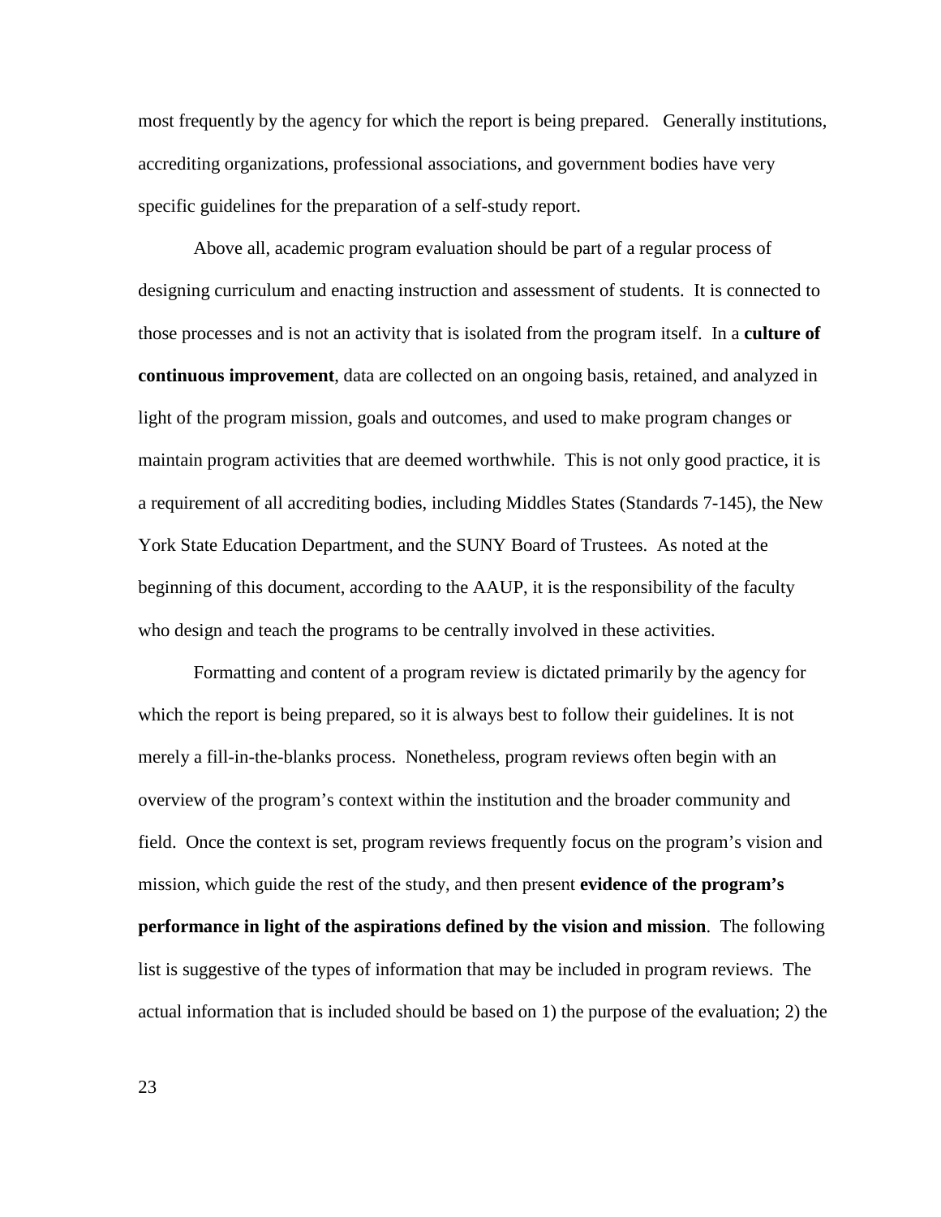most frequently by the agency for which the report is being prepared. Generally institutions, accrediting organizations, professional associations, and government bodies have very specific guidelines for the preparation of a self-study report.

Above all, academic program evaluation should be part of a regular process of designing curriculum and enacting instruction and assessment of students. It is connected to those processes and is not an activity that is isolated from the program itself. In a **culture of continuous improvement**, data are collected on an ongoing basis, retained, and analyzed in light of the program mission, goals and outcomes, and used to make program changes or maintain program activities that are deemed worthwhile. This is not only good practice, it is a requirement of all accrediting bodies, including Middles States (Standards 7-145), the New York State Education Department, and the SUNY Board of Trustees. As noted at the beginning of this document, according to the AAUP, it is the responsibility of the faculty who design and teach the programs to be centrally involved in these activities.

Formatting and content of a program review is dictated primarily by the agency for which the report is being prepared, so it is always best to follow their guidelines. It is not merely a fill-in-the-blanks process. Nonetheless, program reviews often begin with an overview of the program's context within the institution and the broader community and field. Once the context is set, program reviews frequently focus on the program's vision and mission, which guide the rest of the study, and then present **evidence of the program's performance in light of the aspirations defined by the vision and mission**. The following list is suggestive of the types of information that may be included in program reviews. The actual information that is included should be based on 1) the purpose of the evaluation; 2) the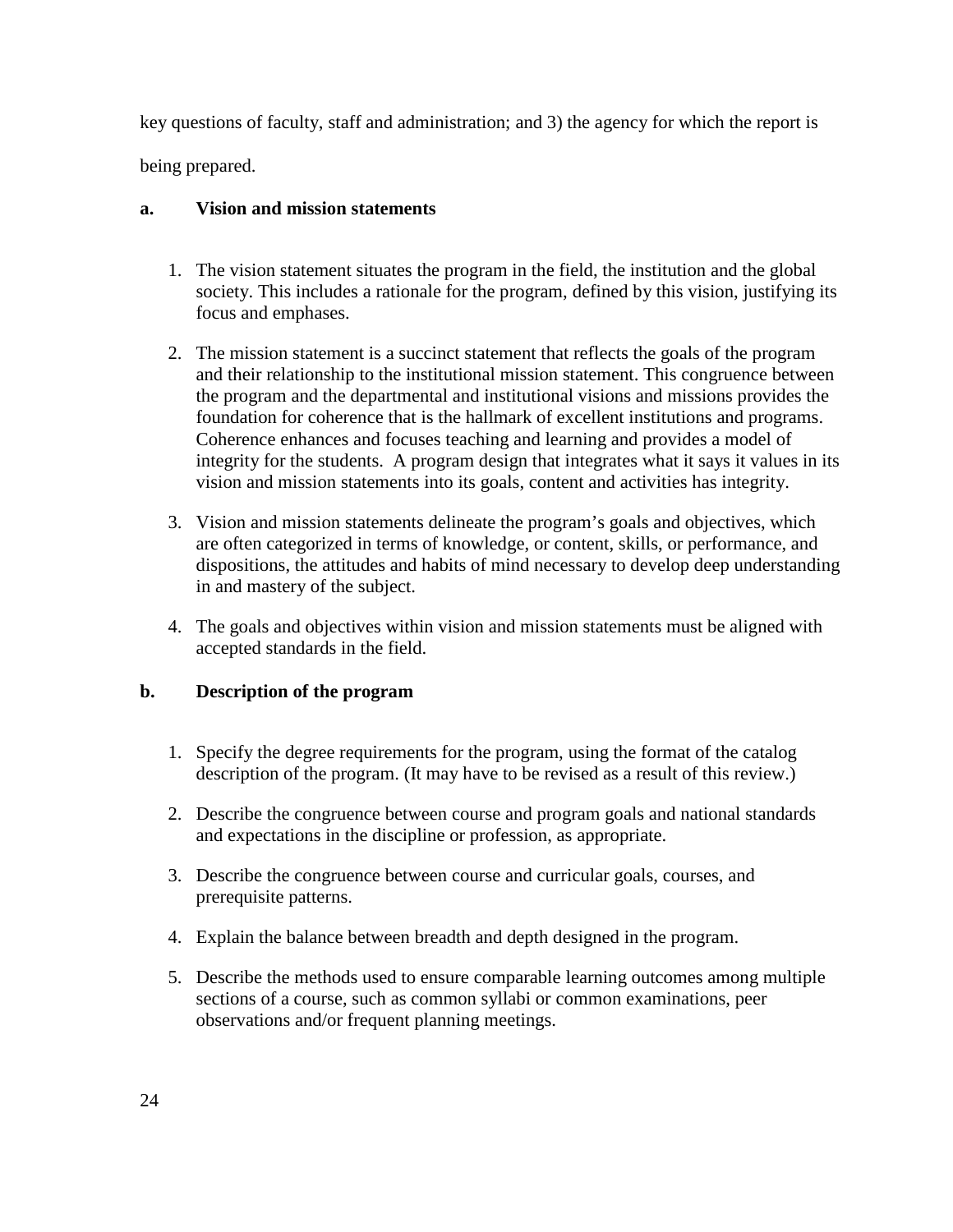key questions of faculty, staff and administration; and 3) the agency for which the report is being prepared.

**a. Vision and mission statements**

1. The vision statement situates the program in the field, the institution and the global society. This includes a rationale for the program, defined by this vision, justifying its focus and emphases.

2. The mission statement is a succinct statement that reflects the goals of the program and their relationship to the institutional mission statement. This congruence between the program and the departmental and institutional visions and missions provides the foundation for coherence that is the hallmark of excellent institutions and programs. Coherence enhances and focuses teaching and learning and provides a model of integrity for the students. A program design that integrates what it says it values in its vision and mission statements into its goals, content and activities has integrity.

3. Vision and mission statements delineate the program's goals and objectives, which are often categorized in terms of knowledge, or content, skills, or performance, and dispositions, the attitudes and habits of mind necessary to develop deep understanding in and mastery of the subject.

4. The goals and objectives within vision and mission statements must be aligned with accepted standards in the field.

**b. Description of the program**

1. Specify the degree requirements for the program, using the format of the catalog description of the program. (It may have to be revised as a result of this review.)

2. Describe the congruence between course and program goals and national standards and expectations in the discipline or profession, as appropriate.

3. Describe the congruence between course and curricular goals, courses, and prerequisite patterns.

4. Explain the balance between breadth and depth designed in the program.

5. Describe the methods used to ensure comparable learning outcomes among multiple sections of a course, such as common syllabi or common examinations, peer observations and/or frequent planning meetings.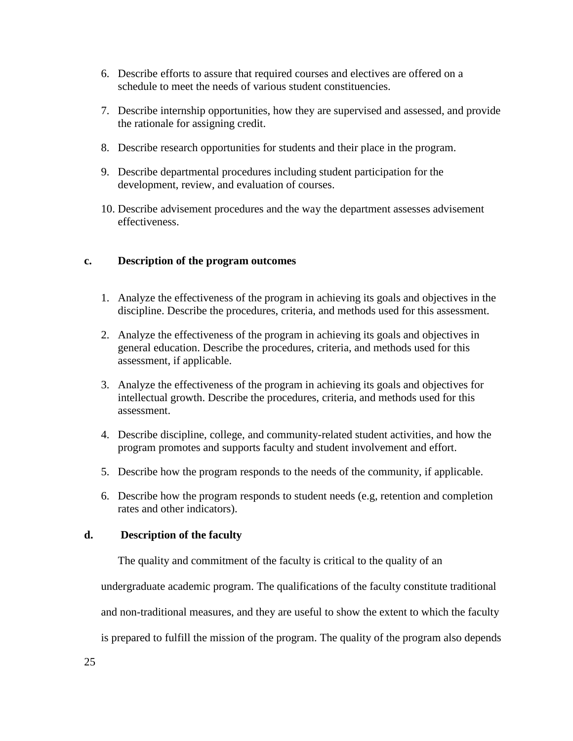6. Describe efforts to assure that required courses and electives are offered on a schedule to meet the needs of various student constituencies.

7. Describe internship opportunities, how they are supervised and assessed, and provide the rationale for assigning credit.

8. Describe research opportunities for students and their place in the program.

9. Describe departmental procedures including student participation for the development, review, and evaluation of courses.

10. Describe advisement procedures and the way the department assesses advisement effectiveness.

**c. Description of the program outcomes**

1. Analyze the effectiveness of the program in achieving its goals and objectives in the discipline. Describe the procedures, criteria, and methods used for this assessment.

2. Analyze the effectiveness of the program in achieving its goals and objectives in general education. Describe the procedures, criteria, and methods used for this assessment, if applicable.

3. Analyze the effectiveness of the program in achieving its goals and objectives for intellectual growth. Describe the procedures, criteria, and methods used for this assessment.

4. Describe discipline, college, and community-related student activities, and how the program promotes and supports faculty and student involvement and effort.

5. Describe how the program responds to the needs of the community, if applicable.

6. Describe how the program responds to student needs (e.g, retention and completion rates and other indicators).

**d. Description of the faculty**

The quality and commitment of the faculty is critical to the quality of an undergraduate academic program. The qualifications of the faculty constitute traditional and non-traditional measures, and they are useful to show the extent to which the faculty is prepared to fulfill the mission of the program. The quality of the program also depends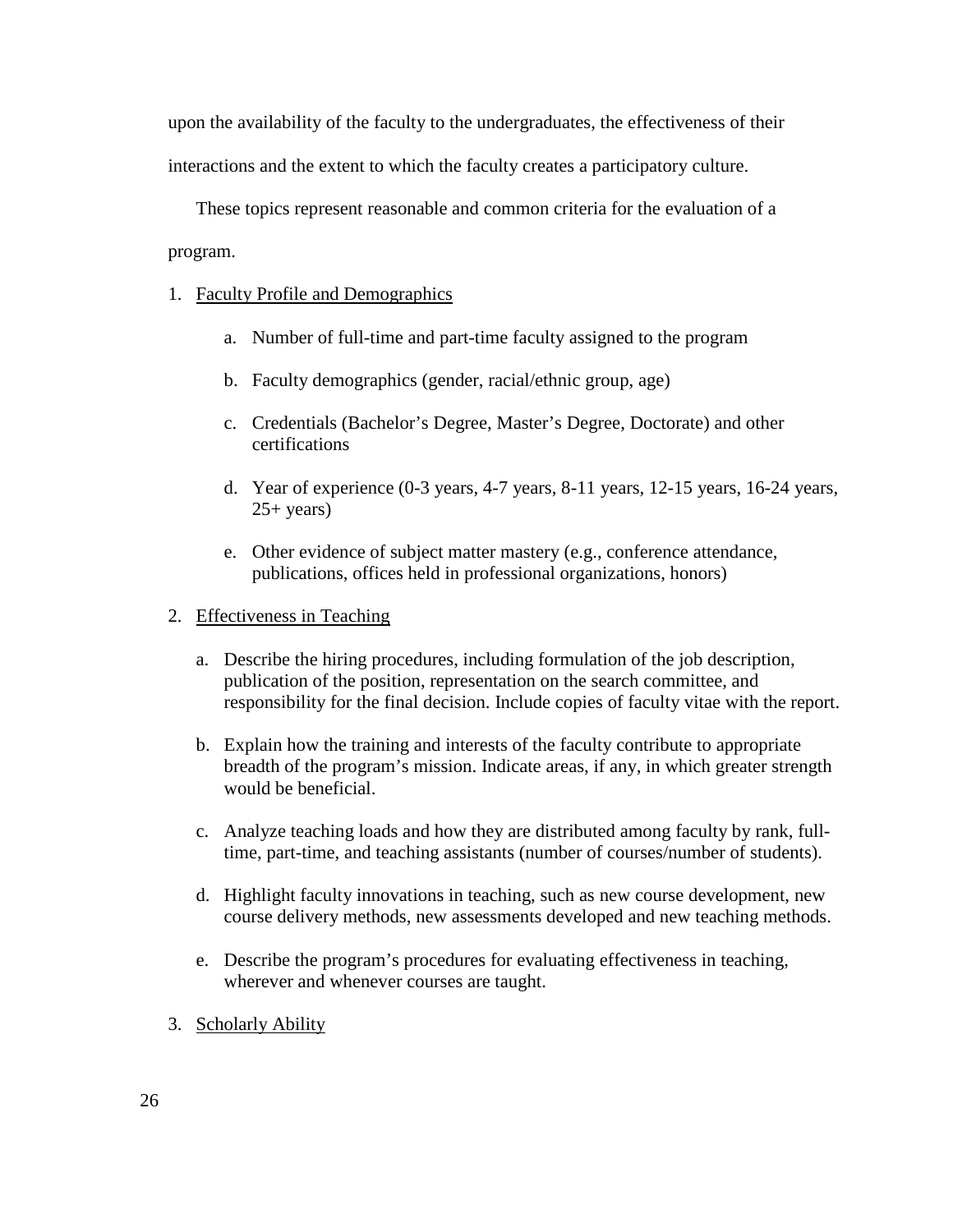upon the availability of the faculty to the undergraduates, the effectiveness of their interactions and the extent to which the faculty creates a participatory culture.

These topics represent reasonable and common criteria for the evaluation of a program.

1. Faculty Profile and Demographics

    a. Number of full-time and part-time faculty assigned to the program

    b. Faculty demographics (gender, racial/ethnic group, age)

    c. Credentials (Bachelor's Degree, Master's Degree, Doctorate) and other certifications

    d. Year of experience (0-3 years, 4-7 years, 8-11 years, 12-15 years, 16-24 years, 25+ years)

    e. Other evidence of subject matter mastery (e.g., conference attendance, publications, offices held in professional organizations, honors)

2. Effectiveness in Teaching

    a. Describe the hiring procedures, including formulation of the job description, publication of the position, representation on the search committee, and responsibility for the final decision. Include copies of faculty vitae with the report.

    b. Explain how the training and interests of the faculty contribute to appropriate breadth of the program's mission. Indicate areas, if any, in which greater strength would be beneficial.

    c. Analyze teaching loads and how they are distributed among faculty by rank, full-time, part-time, and teaching assistants (number of courses/number of students).

    d. Highlight faculty innovations in teaching, such as new course development, new course delivery methods, new assessments developed and new teaching methods.

    e. Describe the program's procedures for evaluating effectiveness in teaching, wherever and whenever courses are taught.

3. Scholarly Ability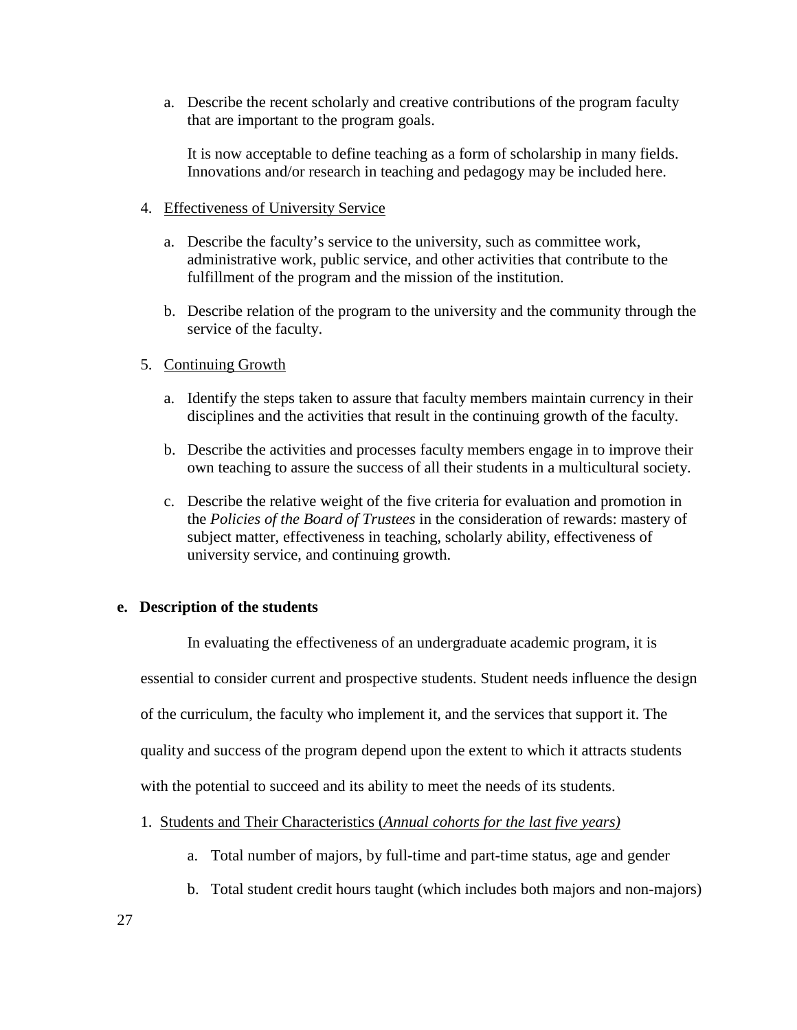a. Describe the recent scholarly and creative contributions of the program faculty that are important to the program goals.

   It is now acceptable to define teaching as a form of scholarship in many fields. Innovations and/or research in teaching and pedagogy may be included here.

4. <u>Effectiveness of University Service</u>

   a. Describe the faculty's service to the university, such as committee work, administrative work, public service, and other activities that contribute to the fulfillment of the program and the mission of the institution.

   b. Describe relation of the program to the university and the community through the service of the faculty.

5. <u>Continuing Growth</u>

   a. Identify the steps taken to assure that faculty members maintain currency in their disciplines and the activities that result in the continuing growth of the faculty.

   b. Describe the activities and processes faculty members engage in to improve their own teaching to assure the success of all their students in a multicultural society.

   c. Describe the relative weight of the five criteria for evaluation and promotion in the *Policies of the Board of Trustees* in the consideration of rewards: mastery of subject matter, effectiveness in teaching, scholarly ability, effectiveness of university service, and continuing growth.

**e. Description of the students**

In evaluating the effectiveness of an undergraduate academic program, it is essential to consider current and prospective students. Student needs influence the design of the curriculum, the faculty who implement it, and the services that support it. The quality and success of the program depend upon the extent to which it attracts students with the potential to succeed and its ability to meet the needs of its students.

1. <u>Students and Their Characteristics (*Annual cohorts for the last five years)*</u>

   a. Total number of majors, by full-time and part-time status, age and gender

   b. Total student credit hours taught (which includes both majors and non-majors)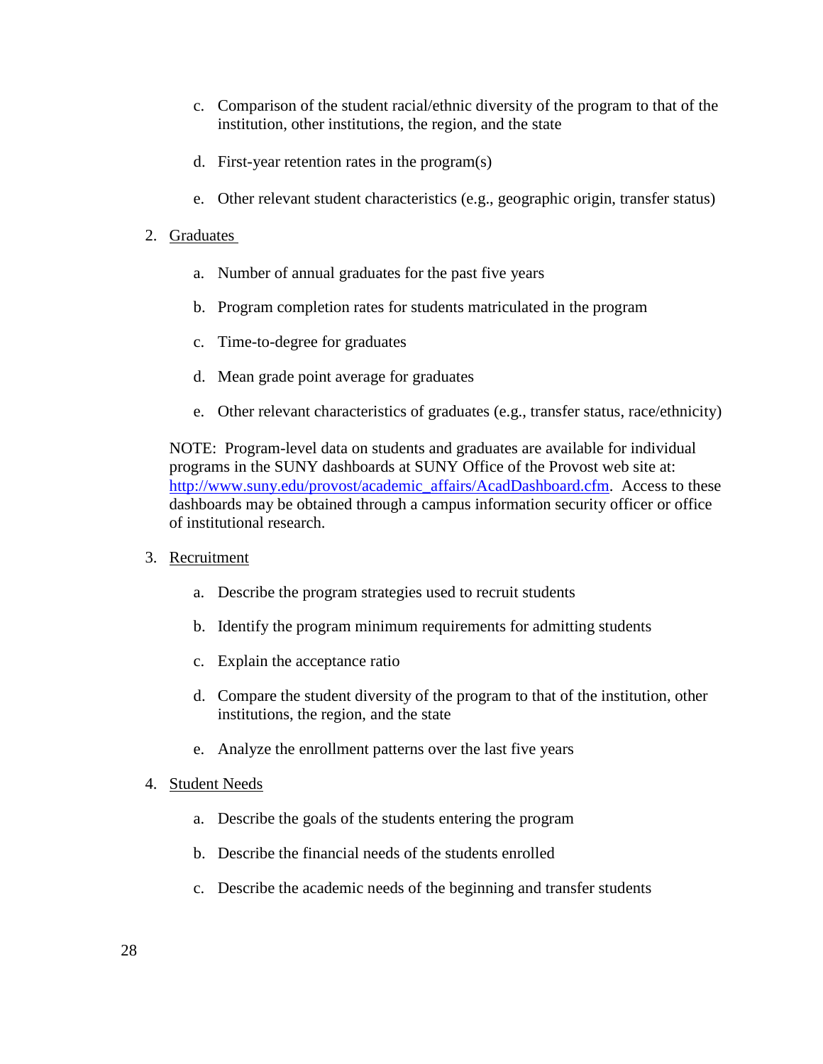c. Comparison of the student racial/ethnic diversity of the program to that of the institution, other institutions, the region, and the state

d. First-year retention rates in the program(s)

e. Other relevant student characteristics (e.g., geographic origin, transfer status)

2. Graduates

   a. Number of annual graduates for the past five years

   b. Program completion rates for students matriculated in the program

   c. Time-to-degree for graduates

   d. Mean grade point average for graduates

   e. Other relevant characteristics of graduates (e.g., transfer status, race/ethnicity)

   NOTE: Program-level data on students and graduates are available for individual programs in the SUNY dashboards at SUNY Office of the Provost web site at: [http://www.suny.edu/provost/academic_affairs/AcadDashboard.cfm](http://www.suny.edu/provost/academic_affairs/AcadDashboard.cfm). Access to these dashboards may be obtained through a campus information security officer or office of institutional research.

3. Recruitment

   a. Describe the program strategies used to recruit students

   b. Identify the program minimum requirements for admitting students

   c. Explain the acceptance ratio

   d. Compare the student diversity of the program to that of the institution, other institutions, the region, and the state

   e. Analyze the enrollment patterns over the last five years

4. Student Needs

   a. Describe the goals of the students entering the program

   b. Describe the financial needs of the students enrolled

   c. Describe the academic needs of the beginning and transfer students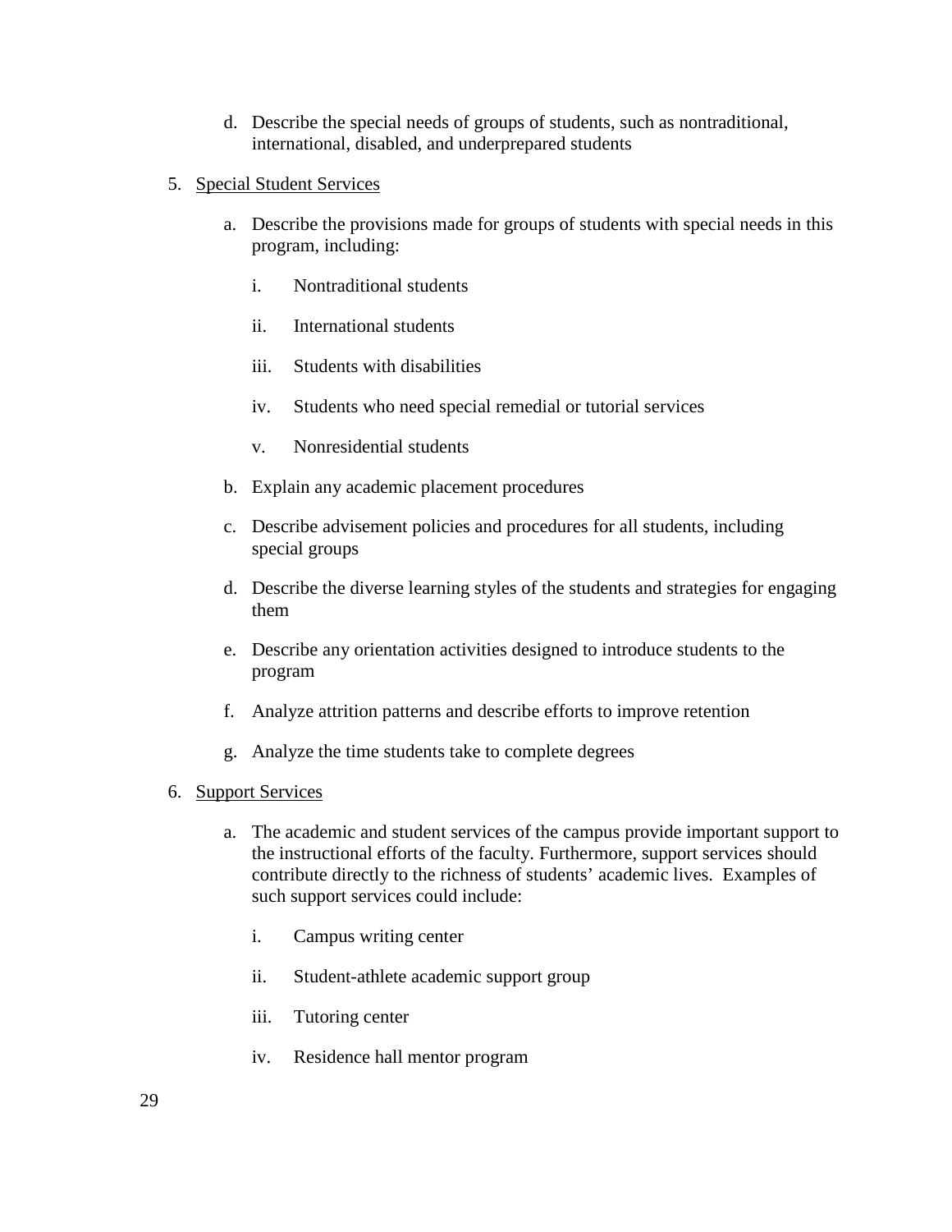d. Describe the special needs of groups of students, such as nontraditional, international, disabled, and underprepared students

5. <u>Special Student Services</u>

   a. Describe the provisions made for groups of students with special needs in this program, including:

      i. Nontraditional students

      ii. International students

      iii. Students with disabilities

      iv. Students who need special remedial or tutorial services

      v. Nonresidential students

   b. Explain any academic placement procedures

   c. Describe advisement policies and procedures for all students, including special groups

   d. Describe the diverse learning styles of the students and strategies for engaging them

   e. Describe any orientation activities designed to introduce students to the program

   f. Analyze attrition patterns and describe efforts to improve retention

   g. Analyze the time students take to complete degrees

6. <u>Support Services</u>

   a. The academic and student services of the campus provide important support to the instructional efforts of the faculty. Furthermore, support services should contribute directly to the richness of students' academic lives. Examples of such support services could include:

      i. Campus writing center

      ii. Student-athlete academic support group

      iii. Tutoring center

      iv. Residence hall mentor program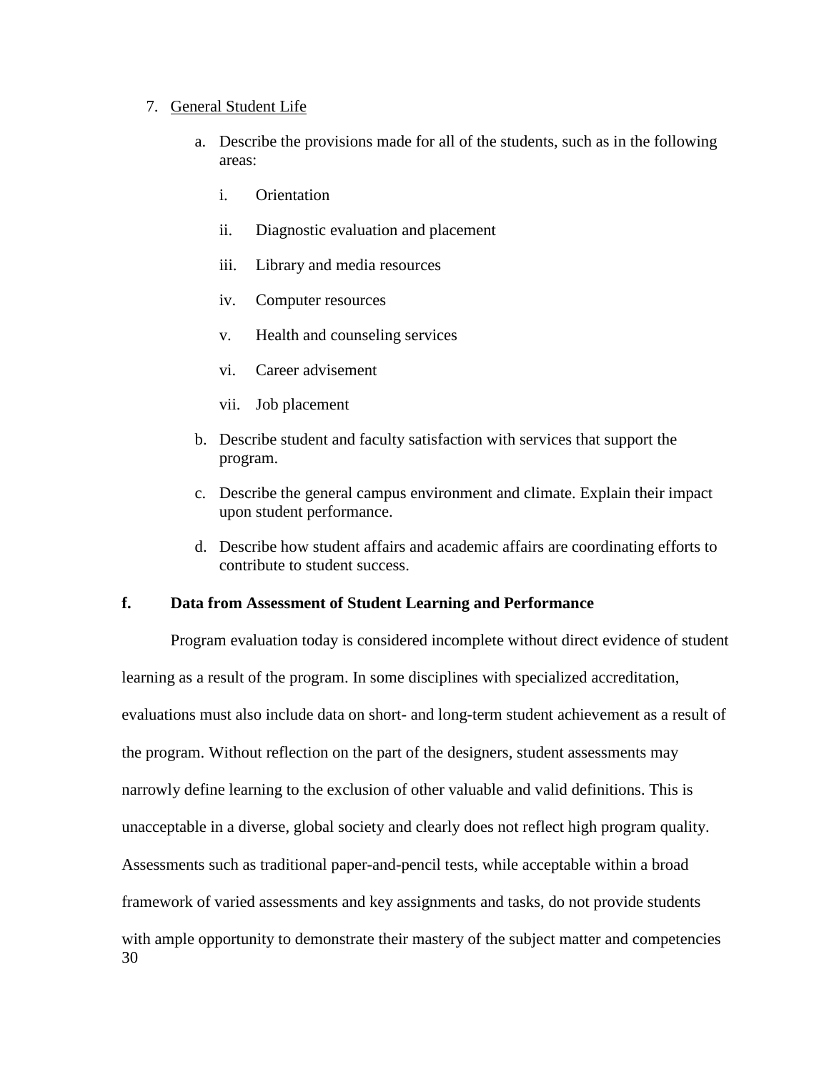7. <u>General Student Life</u>

   a. Describe the provisions made for all of the students, such as in the following areas:

      i. Orientation

      ii. Diagnostic evaluation and placement

      iii. Library and media resources

      iv. Computer resources

      v. Health and counseling services

      vi. Career advisement

      vii. Job placement

   b. Describe student and faculty satisfaction with services that support the program.

   c. Describe the general campus environment and climate. Explain their impact upon student performance.

   d. Describe how student affairs and academic affairs are coordinating efforts to contribute to student success.

**f. Data from Assessment of Student Learning and Performance**

Program evaluation today is considered incomplete without direct evidence of student learning as a result of the program. In some disciplines with specialized accreditation, evaluations must also include data on short- and long-term student achievement as a result of the program. Without reflection on the part of the designers, student assessments may narrowly define learning to the exclusion of other valuable and valid definitions. This is unacceptable in a diverse, global society and clearly does not reflect high program quality. Assessments such as traditional paper-and-pencil tests, while acceptable within a broad framework of varied assessments and key assignments and tasks, do not provide students with ample opportunity to demonstrate their mastery of the subject matter and competencies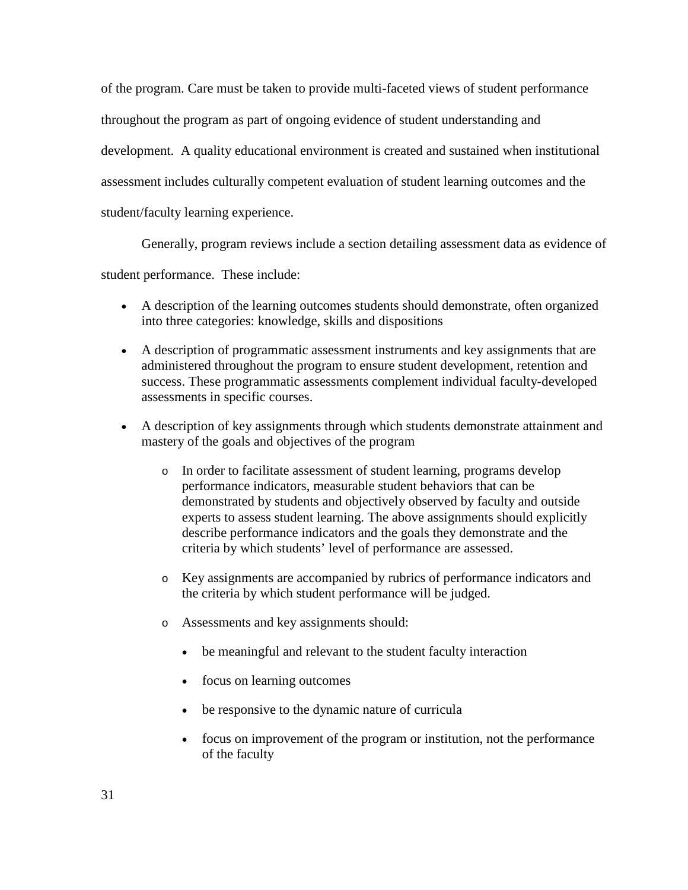of the program. Care must be taken to provide multi-faceted views of student performance throughout the program as part of ongoing evidence of student understanding and development. A quality educational environment is created and sustained when institutional assessment includes culturally competent evaluation of student learning outcomes and the student/faculty learning experience.

Generally, program reviews include a section detailing assessment data as evidence of student performance. These include:

- A description of the learning outcomes students should demonstrate, often organized into three categories: knowledge, skills and dispositions
- A description of programmatic assessment instruments and key assignments that are administered throughout the program to ensure student development, retention and success. These programmatic assessments complement individual faculty-developed assessments in specific courses.
- A description of key assignments through which students demonstrate attainment and mastery of the goals and objectives of the program
  - In order to facilitate assessment of student learning, programs develop performance indicators, measurable student behaviors that can be demonstrated by students and objectively observed by faculty and outside experts to assess student learning. The above assignments should explicitly describe performance indicators and the goals they demonstrate and the criteria by which students' level of performance are assessed.
  - Key assignments are accompanied by rubrics of performance indicators and the criteria by which student performance will be judged.
  - Assessments and key assignments should:
    - be meaningful and relevant to the student faculty interaction
    - focus on learning outcomes
    - be responsive to the dynamic nature of curricula
    - focus on improvement of the program or institution, not the performance of the faculty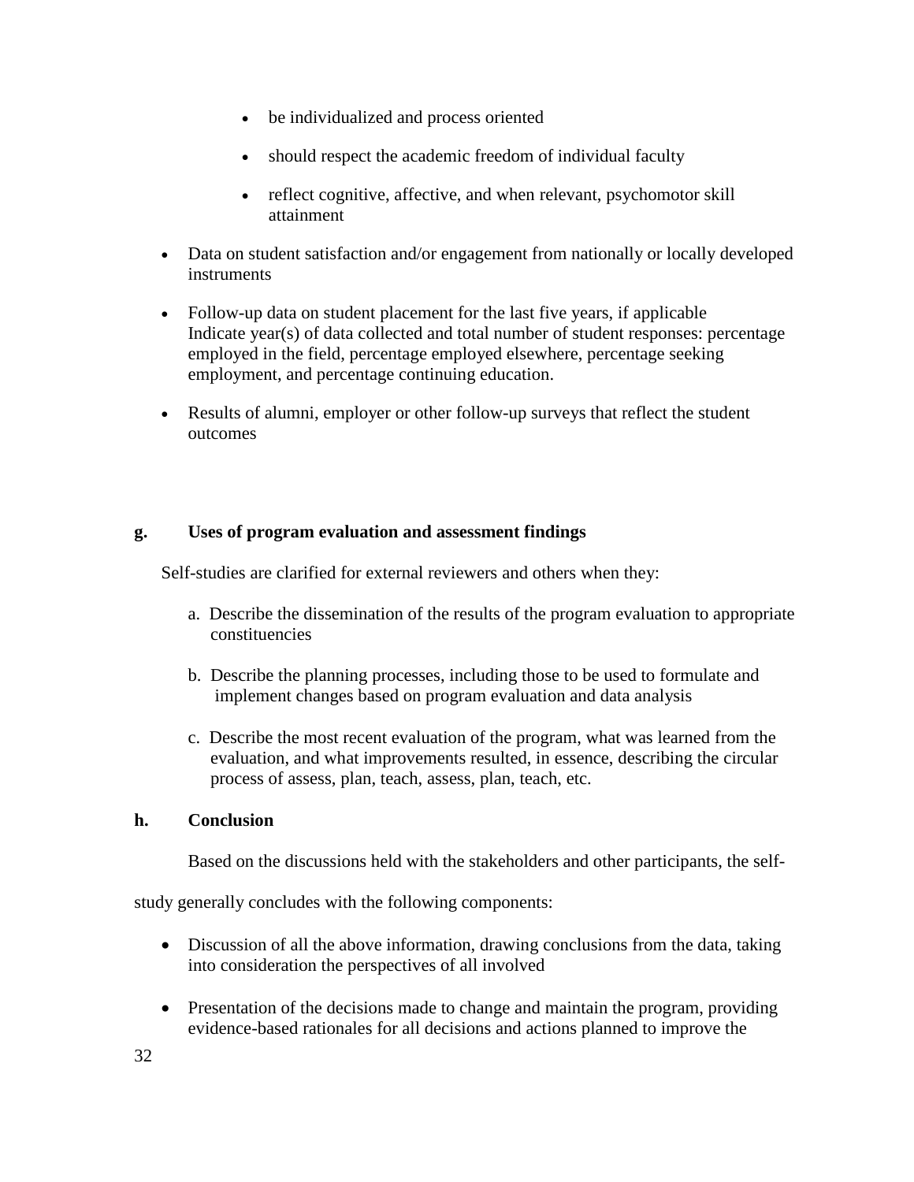- be individualized and process oriented
    - should respect the academic freedom of individual faculty
    - reflect cognitive, affective, and when relevant, psychomotor skill attainment

- Data on student satisfaction and/or engagement from nationally or locally developed instruments
- Follow-up data on student placement for the last five years, if applicable
  Indicate year(s) of data collected and total number of student responses: percentage employed in the field, percentage employed elsewhere, percentage seeking employment, and percentage continuing education.
- Results of alumni, employer or other follow-up surveys that reflect the student outcomes

**g. Uses of program evaluation and assessment findings**

Self-studies are clarified for external reviewers and others when they:

a. Describe the dissemination of the results of the program evaluation to appropriate constituencies

b. Describe the planning processes, including those to be used to formulate and implement changes based on program evaluation and data analysis

c. Describe the most recent evaluation of the program, what was learned from the evaluation, and what improvements resulted, in essence, describing the circular process of assess, plan, teach, assess, plan, teach, etc.

**h. Conclusion**

Based on the discussions held with the stakeholders and other participants, the self-study generally concludes with the following components:

- Discussion of all the above information, drawing conclusions from the data, taking into consideration the perspectives of all involved
- Presentation of the decisions made to change and maintain the program, providing evidence-based rationales for all decisions and actions planned to improve the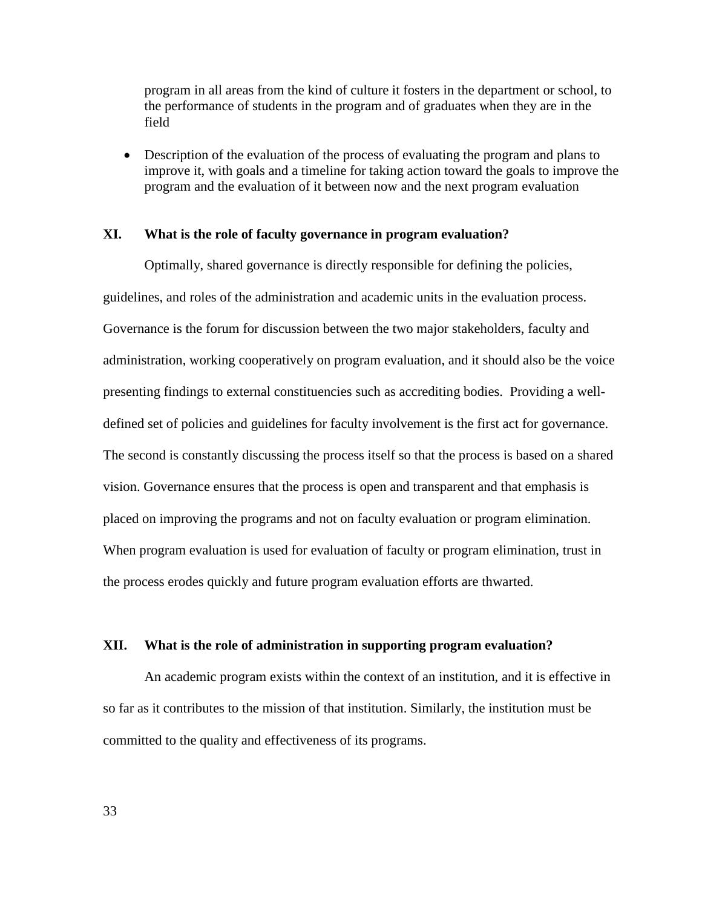program in all areas from the kind of culture it fosters in the department or school, to the performance of students in the program and of graduates when they are in the field

- Description of the evaluation of the process of evaluating the program and plans to improve it, with goals and a timeline for taking action toward the goals to improve the program and the evaluation of it between now and the next program evaluation

## XI. What is the role of faculty governance in program evaluation?

Optimally, shared governance is directly responsible for defining the policies, guidelines, and roles of the administration and academic units in the evaluation process. Governance is the forum for discussion between the two major stakeholders, faculty and administration, working cooperatively on program evaluation, and it should also be the voice presenting findings to external constituencies such as accrediting bodies. Providing a well-defined set of policies and guidelines for faculty involvement is the first act for governance. The second is constantly discussing the process itself so that the process is based on a shared vision. Governance ensures that the process is open and transparent and that emphasis is placed on improving the programs and not on faculty evaluation or program elimination. When program evaluation is used for evaluation of faculty or program elimination, trust in the process erodes quickly and future program evaluation efforts are thwarted.

## XII. What is the role of administration in supporting program evaluation?

An academic program exists within the context of an institution, and it is effective in so far as it contributes to the mission of that institution. Similarly, the institution must be committed to the quality and effectiveness of its programs.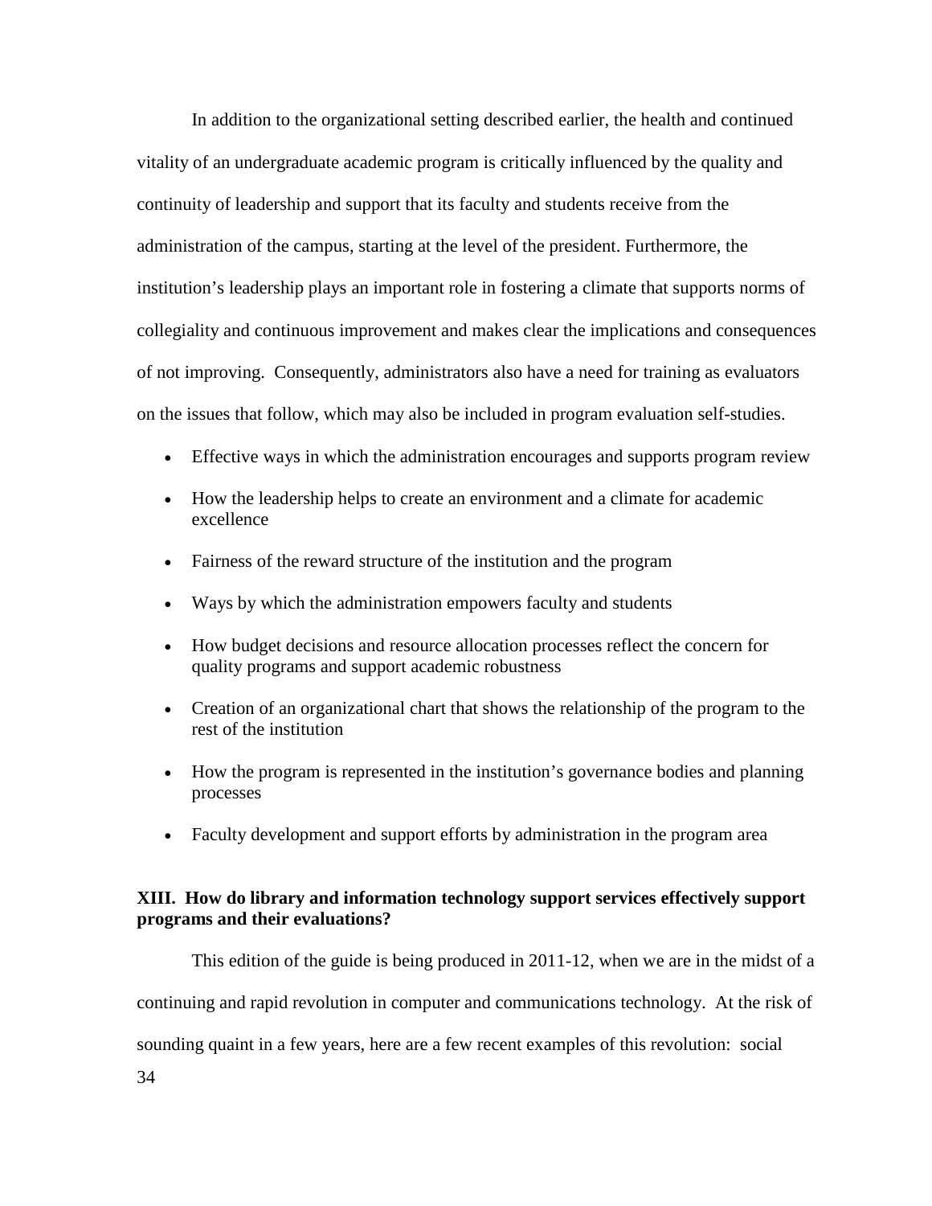In addition to the organizational setting described earlier, the health and continued vitality of an undergraduate academic program is critically influenced by the quality and continuity of leadership and support that its faculty and students receive from the administration of the campus, starting at the level of the president. Furthermore, the institution's leadership plays an important role in fostering a climate that supports norms of collegiality and continuous improvement and makes clear the implications and consequences of not improving. Consequently, administrators also have a need for training as evaluators on the issues that follow, which may also be included in program evaluation self-studies.

- Effective ways in which the administration encourages and supports program review
- How the leadership helps to create an environment and a climate for academic excellence
- Fairness of the reward structure of the institution and the program
- Ways by which the administration empowers faculty and students
- How budget decisions and resource allocation processes reflect the concern for quality programs and support academic robustness
- Creation of an organizational chart that shows the relationship of the program to the rest of the institution
- How the program is represented in the institution's governance bodies and planning processes
- Faculty development and support efforts by administration in the program area

## XIII. How do library and information technology support services effectively support programs and their evaluations?

This edition of the guide is being produced in 2011-12, when we are in the midst of a continuing and rapid revolution in computer and communications technology. At the risk of sounding quaint in a few years, here are a few recent examples of this revolution: social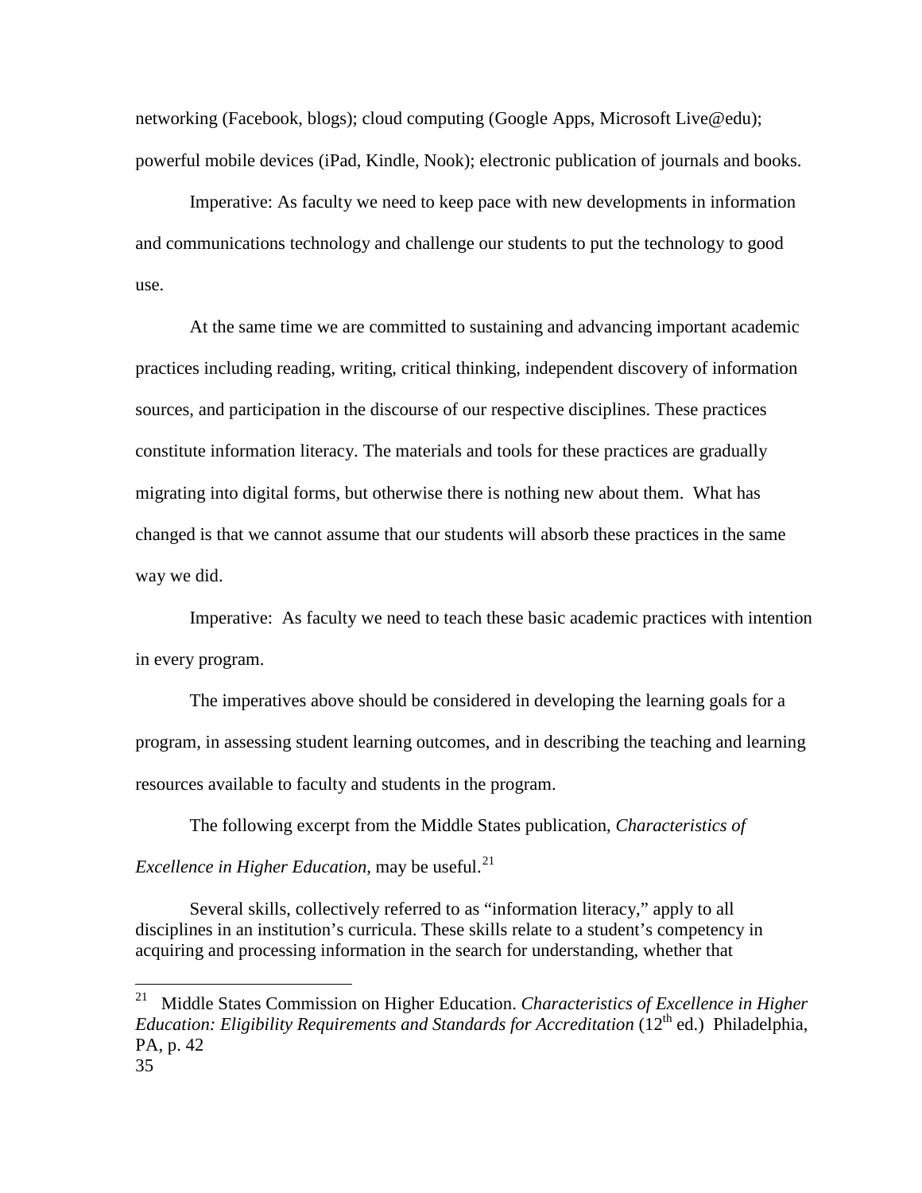networking (Facebook, blogs); cloud computing (Google Apps, Microsoft Live@edu); powerful mobile devices (iPad, Kindle, Nook); electronic publication of journals and books.

Imperative: As faculty we need to keep pace with new developments in information and communications technology and challenge our students to put the technology to good use.

At the same time we are committed to sustaining and advancing important academic practices including reading, writing, critical thinking, independent discovery of information sources, and participation in the discourse of our respective disciplines. These practices constitute information literacy. The materials and tools for these practices are gradually migrating into digital forms, but otherwise there is nothing new about them. What has changed is that we cannot assume that our students will absorb these practices in the same way we did.

Imperative: As faculty we need to teach these basic academic practices with intention in every program.

The imperatives above should be considered in developing the learning goals for a program, in assessing student learning outcomes, and in describing the teaching and learning resources available to faculty and students in the program.

The following excerpt from the Middle States publication, *Characteristics of Excellence in Higher Education*, may be useful.[21]

> Several skills, collectively referred to as "information literacy," apply to all disciplines in an institution's curricula. These skills relate to a student's competency in acquiring and processing information in the search for understanding, whether that

---

[21] Middle States Commission on Higher Education. *Characteristics of Excellence in Higher Education: Eligibility Requirements and Standards for Accreditation* (12th ed.) Philadelphia, PA, p. 42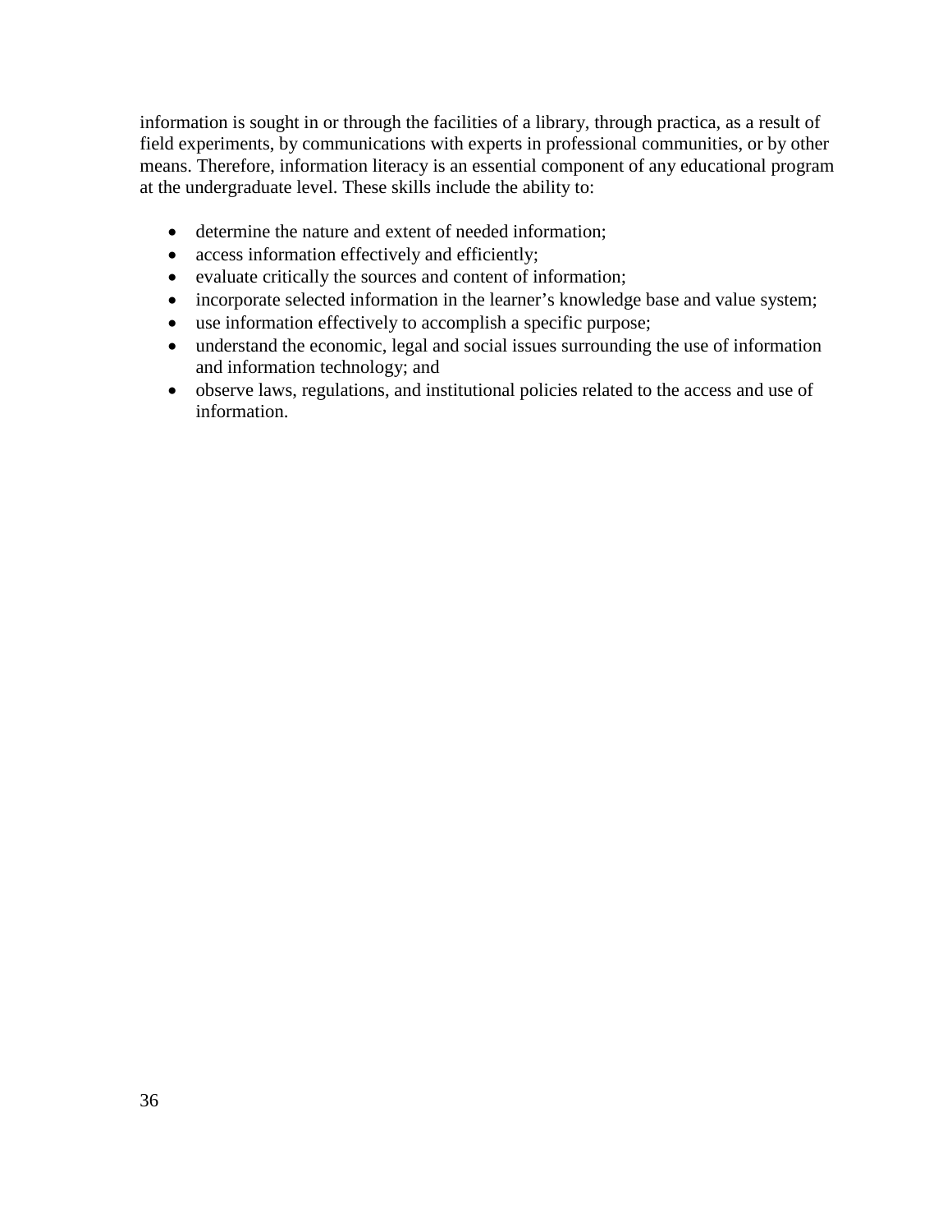information is sought in or through the facilities of a library, through practica, as a result of field experiments, by communications with experts in professional communities, or by other means. Therefore, information literacy is an essential component of any educational program at the undergraduate level. These skills include the ability to:

- determine the nature and extent of needed information;
- access information effectively and efficiently;
- evaluate critically the sources and content of information;
- incorporate selected information in the learner's knowledge base and value system;
- use information effectively to accomplish a specific purpose;
- understand the economic, legal and social issues surrounding the use of information and information technology; and
- observe laws, regulations, and institutional policies related to the access and use of information.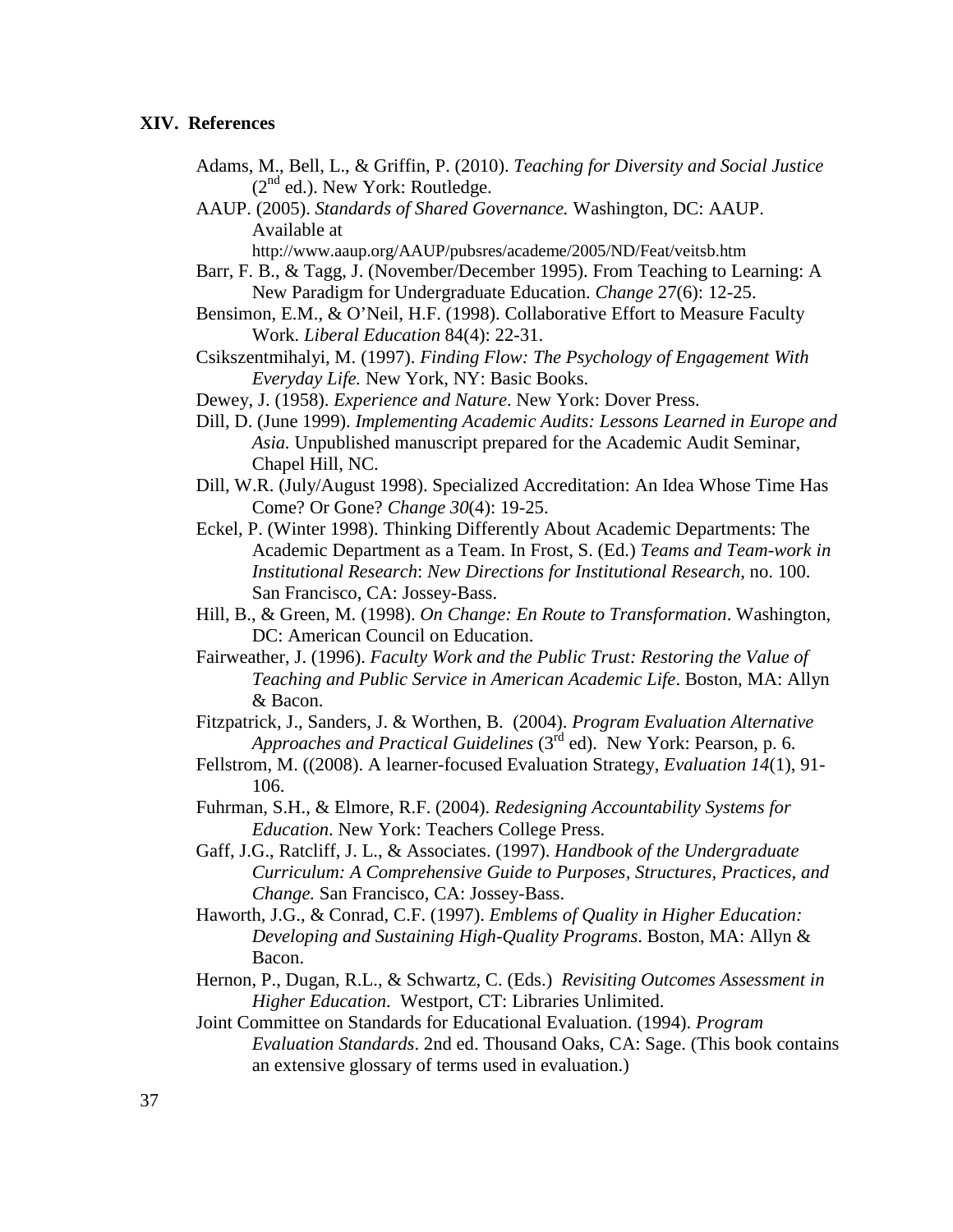## XIV. References

Adams, M., Bell, L., & Griffin, P. (2010). *Teaching for Diversity and Social Justice* (2nd ed.). New York: Routledge.

AAUP. (2005). *Standards of Shared Governance.* Washington, DC: AAUP. Available at http://www.aaup.org/AAUP/pubsres/academe/2005/ND/Feat/veitsb.htm

Barr, F. B., & Tagg, J. (November/December 1995). From Teaching to Learning: A New Paradigm for Undergraduate Education. *Change* 27(6): 12-25.

Bensimon, E.M., & O'Neil, H.F. (1998). Collaborative Effort to Measure Faculty Work. *Liberal Education* 84(4): 22-31.

Csikszentmihalyi, M. (1997). *Finding Flow: The Psychology of Engagement With Everyday Life.* New York, NY: Basic Books.

Dewey, J. (1958). *Experience and Nature*. New York: Dover Press.

Dill, D. (June 1999). *Implementing Academic Audits: Lessons Learned in Europe and Asia.* Unpublished manuscript prepared for the Academic Audit Seminar, Chapel Hill, NC.

Dill, W.R. (July/August 1998). Specialized Accreditation: An Idea Whose Time Has Come? Or Gone? *Change 30*(4): 19-25.

Eckel, P. (Winter 1998). Thinking Differently About Academic Departments: The Academic Department as a Team. In Frost, S. (Ed.) *Teams and Team-work in Institutional Research*: *New Directions for Institutional Research*, no. 100. San Francisco, CA: Jossey-Bass.

Hill, B., & Green, M. (1998). *On Change: En Route to Transformation*. Washington, DC: American Council on Education.

Fairweather, J. (1996). *Faculty Work and the Public Trust: Restoring the Value of Teaching and Public Service in American Academic Life*. Boston, MA: Allyn & Bacon.

Fitzpatrick, J., Sanders, J. & Worthen, B. (2004). *Program Evaluation Alternative Approaches and Practical Guidelines* (3rd ed). New York: Pearson, p. 6.

Fellstrom, M. ((2008). A learner-focused Evaluation Strategy, *Evaluation 14*(1), 91-106.

Fuhrman, S.H., & Elmore, R.F. (2004). *Redesigning Accountability Systems for Education*. New York: Teachers College Press.

Gaff, J.G., Ratcliff, J. L., & Associates. (1997). *Handbook of the Undergraduate Curriculum: A Comprehensive Guide to Purposes, Structures, Practices, and Change.* San Francisco, CA: Jossey-Bass.

Haworth, J.G., & Conrad, C.F. (1997). *Emblems of Quality in Higher Education: Developing and Sustaining High-Quality Programs*. Boston, MA: Allyn & Bacon.

Hernon, P., Dugan, R.L., & Schwartz, C. (Eds.) *Revisiting Outcomes Assessment in Higher Education*. Westport, CT: Libraries Unlimited.

Joint Committee on Standards for Educational Evaluation. (1994). *Program Evaluation Standards*. 2nd ed. Thousand Oaks, CA: Sage. (This book contains an extensive glossary of terms used in evaluation.)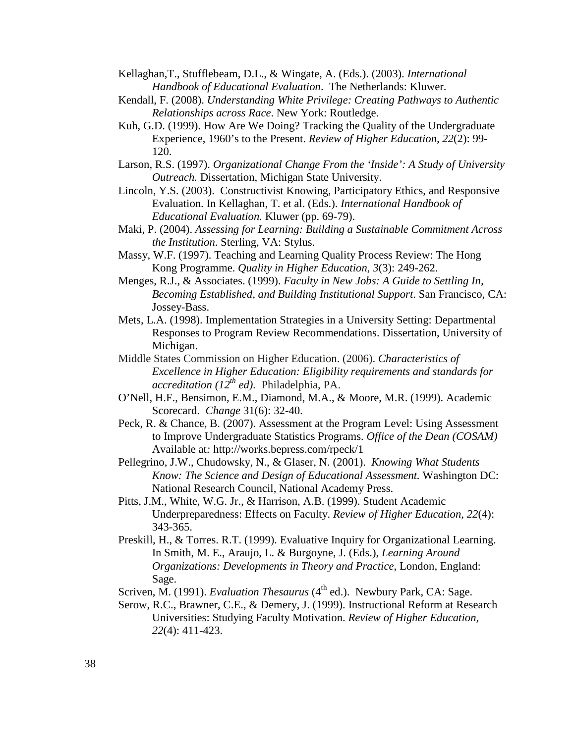Kellaghan,T., Stufflebeam, D.L., & Wingate, A. (Eds.). (2003). *International Handbook of Educational Evaluation*. The Netherlands: Kluwer.

Kendall, F. (2008). *Understanding White Privilege: Creating Pathways to Authentic Relationships across Race*. New York: Routledge.

Kuh, G.D. (1999). How Are We Doing? Tracking the Quality of the Undergraduate Experience, 1960's to the Present. *Review of Higher Education, 22*(2): 99-120.

Larson, R.S. (1997). *Organizational Change From the 'Inside': A Study of University Outreach.* Dissertation, Michigan State University.

Lincoln, Y.S. (2003). Constructivist Knowing, Participatory Ethics, and Responsive Evaluation. In Kellaghan, T. et al. (Eds.). *International Handbook of Educational Evaluation.* Kluwer (pp. 69-79).

Maki, P. (2004). *Assessing for Learning: Building a Sustainable Commitment Across the Institution*. Sterling, VA: Stylus.

Massy, W.F. (1997). Teaching and Learning Quality Process Review: The Hong Kong Programme. *Quality in Higher Education, 3*(3): 249-262.

Menges, R.J., & Associates. (1999). *Faculty in New Jobs: A Guide to Settling In, Becoming Established, and Building Institutional Support*. San Francisco, CA: Jossey-Bass.

Mets, L.A. (1998). Implementation Strategies in a University Setting: Departmental Responses to Program Review Recommendations. Dissertation, University of Michigan.

Middle States Commission on Higher Education. (2006). *Characteristics of Excellence in Higher Education: Eligibility requirements and standards for accreditation (12th ed)*. Philadelphia, PA.

O'Nell, H.F., Bensimon, E.M., Diamond, M.A., & Moore, M.R. (1999). Academic Scorecard. *Change* 31(6): 32-40.

Peck, R. & Chance, B. (2007). Assessment at the Program Level: Using Assessment to Improve Undergraduate Statistics Programs. *Office of the Dean (COSAM)* Available at*:* http://works.bepress.com/rpeck/1

Pellegrino, J.W., Chudowsky, N., & Glaser, N. (2001). *Knowing What Students Know: The Science and Design of Educational Assessment.* Washington DC: National Research Council, National Academy Press.

Pitts, J.M., White, W.G. Jr., & Harrison, A.B. (1999). Student Academic Underpreparedness: Effects on Faculty. *Review of Higher Education, 22*(4): 343-365.

Preskill, H., & Torres. R.T. (1999). Evaluative Inquiry for Organizational Learning. In Smith, M. E., Araujo, L. & Burgoyne, J. (Eds.), *Learning Around Organizations: Developments in Theory and Practice*, London, England: Sage.

Scriven, M. (1991). *Evaluation Thesaurus* (4th ed.). Newbury Park, CA: Sage.

Serow, R.C., Brawner, C.E., & Demery, J. (1999). Instructional Reform at Research Universities: Studying Faculty Motivation. *Review of Higher Education, 22*(4): 411-423.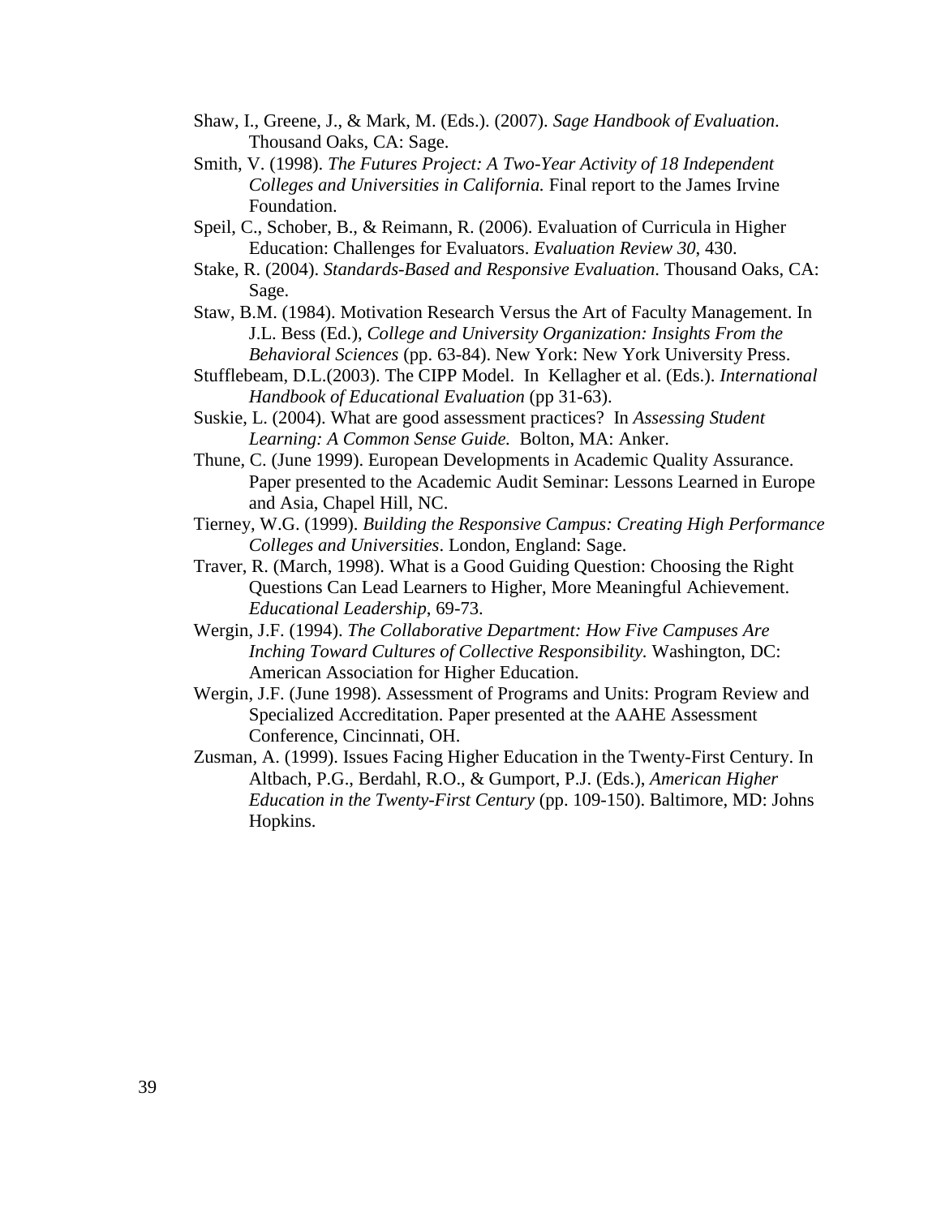Shaw, I., Greene, J., & Mark, M. (Eds.). (2007). *Sage Handbook of Evaluation*. Thousand Oaks, CA: Sage.

Smith, V. (1998). *The Futures Project: A Two-Year Activity of 18 Independent Colleges and Universities in California.* Final report to the James Irvine Foundation.

Speil, C., Schober, B., & Reimann, R. (2006). Evaluation of Curricula in Higher Education: Challenges for Evaluators. *Evaluation Review 30*, 430.

Stake, R. (2004). *Standards-Based and Responsive Evaluation*. Thousand Oaks, CA: Sage.

Staw, B.M. (1984). Motivation Research Versus the Art of Faculty Management. In J.L. Bess (Ed.), *College and University Organization: Insights From the Behavioral Sciences* (pp. 63-84). New York: New York University Press.

Stufflebeam, D.L.(2003). The CIPP Model. In Kellagher et al. (Eds.). *International Handbook of Educational Evaluation* (pp 31-63).

Suskie, L. (2004). What are good assessment practices? In *Assessing Student Learning: A Common Sense Guide.* Bolton, MA: Anker.

Thune, C. (June 1999). European Developments in Academic Quality Assurance. Paper presented to the Academic Audit Seminar: Lessons Learned in Europe and Asia, Chapel Hill, NC.

Tierney, W.G. (1999). *Building the Responsive Campus: Creating High Performance Colleges and Universities*. London, England: Sage.

Traver, R. (March, 1998). What is a Good Guiding Question: Choosing the Right Questions Can Lead Learners to Higher, More Meaningful Achievement. *Educational Leadership*, 69-73.

Wergin, J.F. (1994). *The Collaborative Department: How Five Campuses Are Inching Toward Cultures of Collective Responsibility*. Washington, DC: American Association for Higher Education.

Wergin, J.F. (June 1998). Assessment of Programs and Units: Program Review and Specialized Accreditation. Paper presented at the AAHE Assessment Conference, Cincinnati, OH.

Zusman, A. (1999). Issues Facing Higher Education in the Twenty-First Century. In Altbach, P.G., Berdahl, R.O., & Gumport, P.J. (Eds.), *American Higher Education in the Twenty-First Century* (pp. 109-150). Baltimore, MD: Johns Hopkins.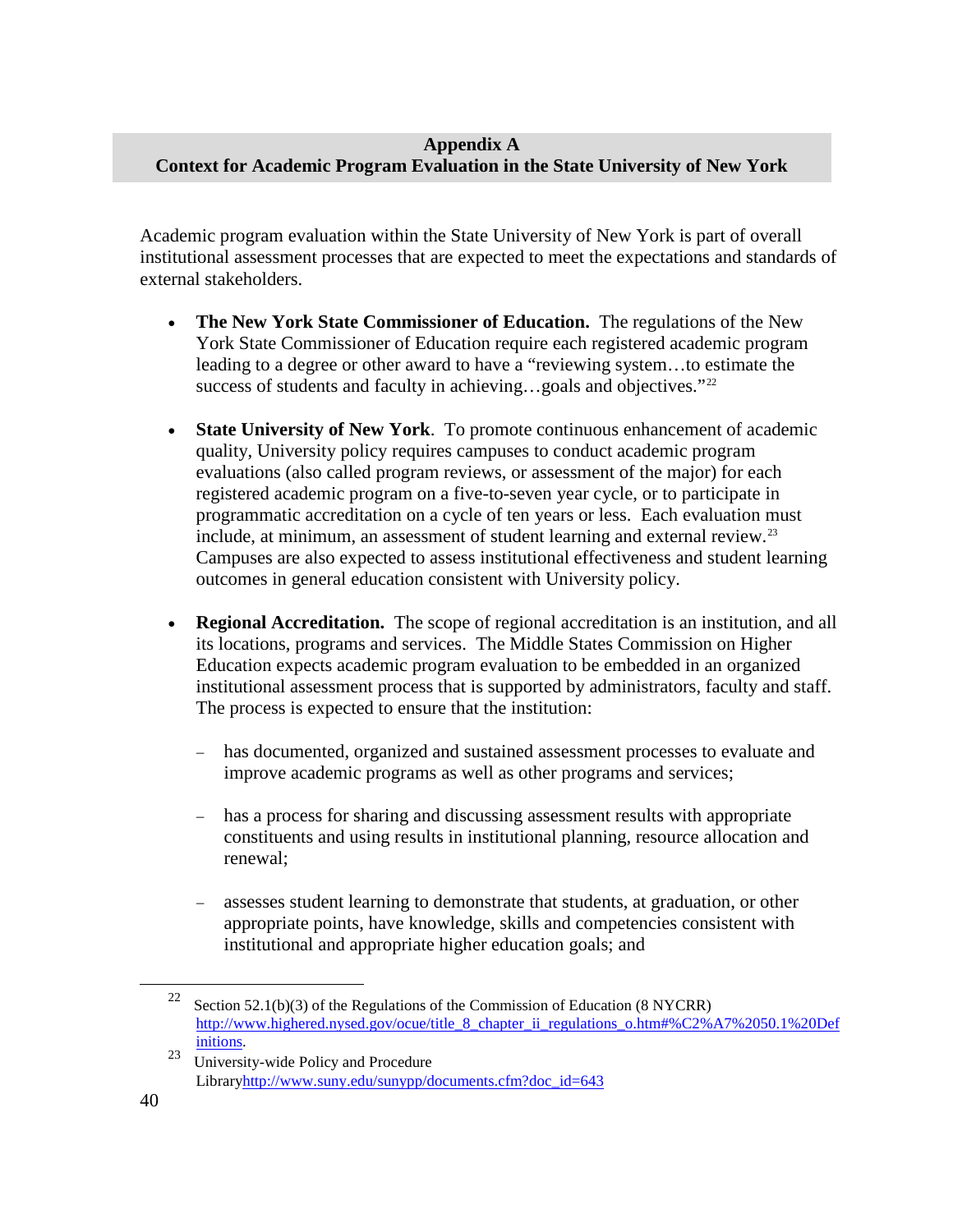## Appendix A
## Context for Academic Program Evaluation in the State University of New York

Academic program evaluation within the State University of New York is part of overall institutional assessment processes that are expected to meet the expectations and standards of external stakeholders.

- **The New York State Commissioner of Education.** The regulations of the New York State Commissioner of Education require each registered academic program leading to a degree or other award to have a "reviewing system…to estimate the success of students and faculty in achieving…goals and objectives."[22]

- **State University of New York**. To promote continuous enhancement of academic quality, University policy requires campuses to conduct academic program evaluations (also called program reviews, or assessment of the major) for each registered academic program on a five-to-seven year cycle, or to participate in programmatic accreditation on a cycle of ten years or less. Each evaluation must include, at minimum, an assessment of student learning and external review.[23] Campuses are also expected to assess institutional effectiveness and student learning outcomes in general education consistent with University policy.

- **Regional Accreditation.** The scope of regional accreditation is an institution, and all its locations, programs and services. The Middle States Commission on Higher Education expects academic program evaluation to be embedded in an organized institutional assessment process that is supported by administrators, faculty and staff. The process is expected to ensure that the institution:

  - has documented, organized and sustained assessment processes to evaluate and improve academic programs as well as other programs and services;

  - has a process for sharing and discussing assessment results with appropriate constituents and using results in institutional planning, resource allocation and renewal;

  - assesses student learning to demonstrate that students, at graduation, or other appropriate points, have knowledge, skills and competencies consistent with institutional and appropriate higher education goals; and

---

[22] Section 52.1(b)(3) of the Regulations of the Commission of Education (8 NYCRR) http://www.highered.nysed.gov/ocue/title_8_chapter_ii_regulations_o.htm#%C2%A7%2050.1%20Definitions.

[23] University-wide Policy and Procedure Libraryhttp://www.suny.edu/sunypp/documents.cfm?doc_id=643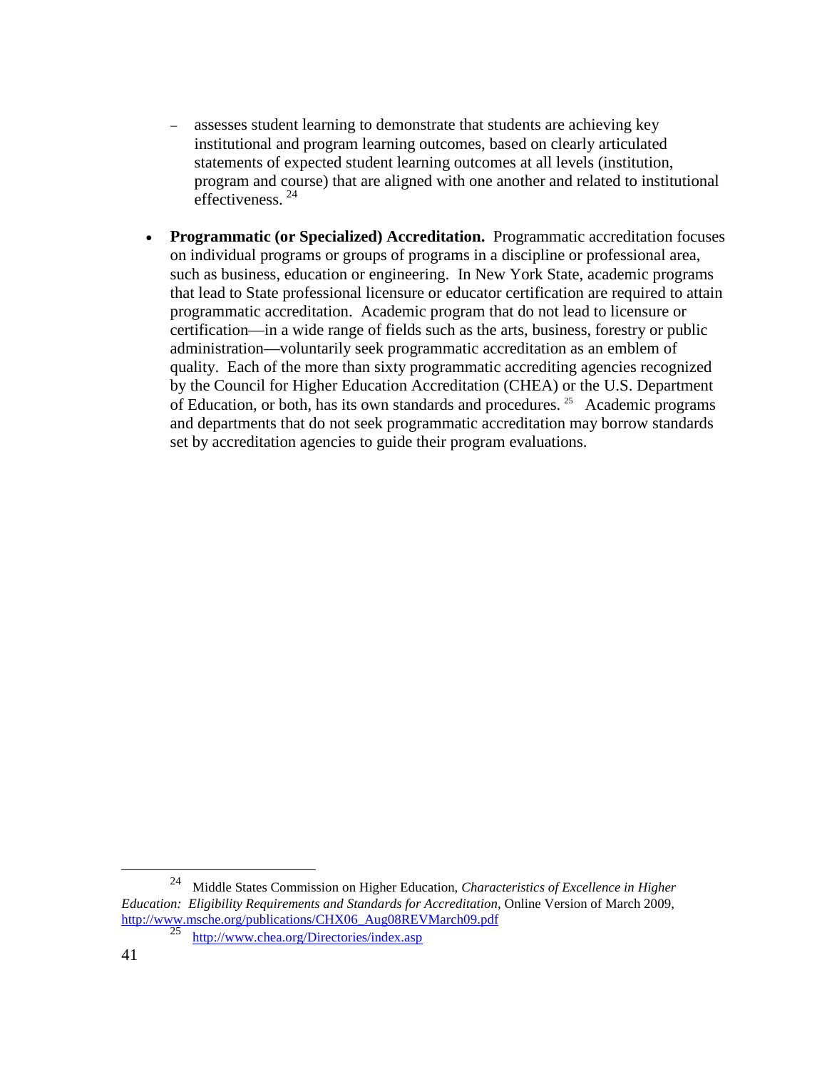- assesses student learning to demonstrate that students are achieving key institutional and program learning outcomes, based on clearly articulated statements of expected student learning outcomes at all levels (institution, program and course) that are aligned with one another and related to institutional effectiveness. [24]

- **Programmatic (or Specialized) Accreditation.** Programmatic accreditation focuses on individual programs or groups of programs in a discipline or professional area, such as business, education or engineering. In New York State, academic programs that lead to State professional licensure or educator certification are required to attain programmatic accreditation. Academic program that do not lead to licensure or certification—in a wide range of fields such as the arts, business, forestry or public administration—voluntarily seek programmatic accreditation as an emblem of quality. Each of the more than sixty programmatic accrediting agencies recognized by the Council for Higher Education Accreditation (CHEA) or the U.S. Department of Education, or both, has its own standards and procedures. [25] Academic programs and departments that do not seek programmatic accreditation may borrow standards set by accreditation agencies to guide their program evaluations.

---

[24] Middle States Commission on Higher Education, *Characteristics of Excellence in Higher Education: Eligibility Requirements and Standards for Accreditation*, Online Version of March 2009, http://www.msche.org/publications/CHX06_Aug08REVMarch09.pdf

[25] http://www.chea.org/Directories/index.asp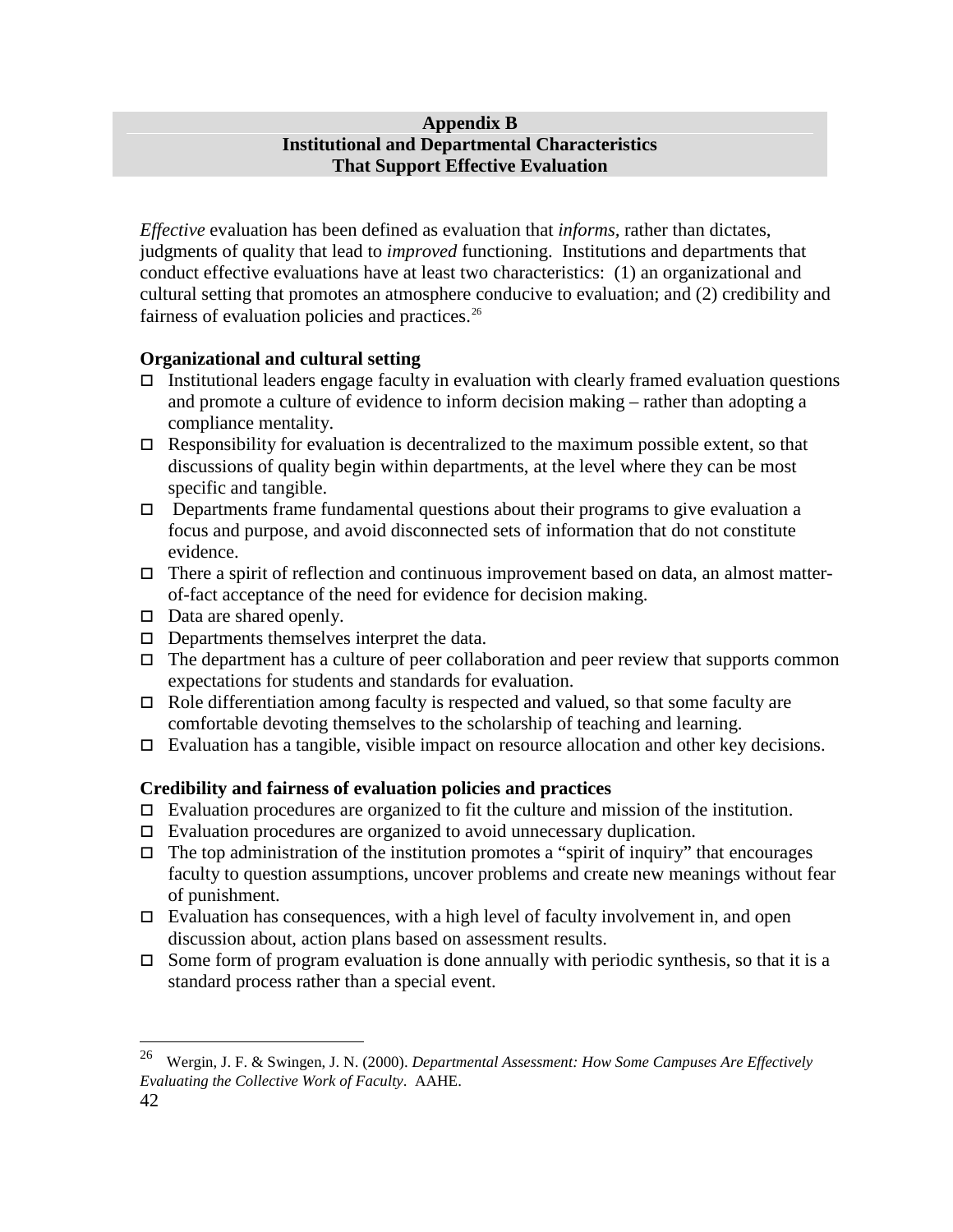## Appendix B
## Institutional and Departmental Characteristics That Support Effective Evaluation

*Effective* evaluation has been defined as evaluation that *informs*, rather than dictates, judgments of quality that lead to *improved* functioning. Institutions and departments that conduct effective evaluations have at least two characteristics: (1) an organizational and cultural setting that promotes an atmosphere conducive to evaluation; and (2) credibility and fairness of evaluation policies and practices.[26]

**Organizational and cultural setting**

- Institutional leaders engage faculty in evaluation with clearly framed evaluation questions and promote a culture of evidence to inform decision making – rather than adopting a compliance mentality.
- Responsibility for evaluation is decentralized to the maximum possible extent, so that discussions of quality begin within departments, at the level where they can be most specific and tangible.
- Departments frame fundamental questions about their programs to give evaluation a focus and purpose, and avoid disconnected sets of information that do not constitute evidence.
- There a spirit of reflection and continuous improvement based on data, an almost matter-of-fact acceptance of the need for evidence for decision making.
- Data are shared openly.
- Departments themselves interpret the data.
- The department has a culture of peer collaboration and peer review that supports common expectations for students and standards for evaluation.
- Role differentiation among faculty is respected and valued, so that some faculty are comfortable devoting themselves to the scholarship of teaching and learning.
- Evaluation has a tangible, visible impact on resource allocation and other key decisions.

**Credibility and fairness of evaluation policies and practices**

- Evaluation procedures are organized to fit the culture and mission of the institution.
- Evaluation procedures are organized to avoid unnecessary duplication.
- The top administration of the institution promotes a "spirit of inquiry" that encourages faculty to question assumptions, uncover problems and create new meanings without fear of punishment.
- Evaluation has consequences, with a high level of faculty involvement in, and open discussion about, action plans based on assessment results.
- Some form of program evaluation is done annually with periodic synthesis, so that it is a standard process rather than a special event.

---

[26] Wergin, J. F. & Swingen, J. N. (2000). *Departmental Assessment: How Some Campuses Are Effectively Evaluating the Collective Work of Faculty*. AAHE.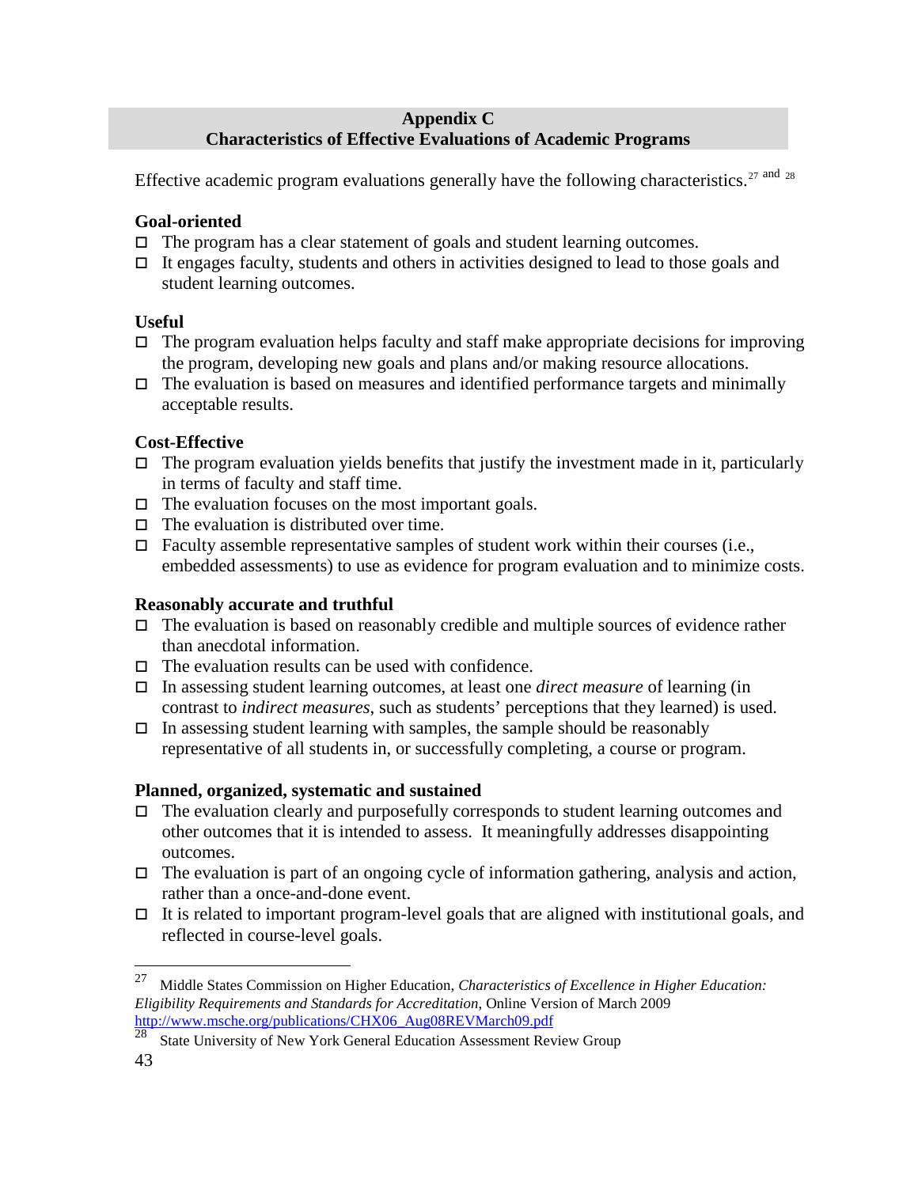## Appendix C
## Characteristics of Effective Evaluations of Academic Programs

Effective academic program evaluations generally have the following characteristics.[27] and [28]

**Goal-oriented**

- ☐ The program has a clear statement of goals and student learning outcomes.
- ☐ It engages faculty, students and others in activities designed to lead to those goals and student learning outcomes.

**Useful**

- ☐ The program evaluation helps faculty and staff make appropriate decisions for improving the program, developing new goals and plans and/or making resource allocations.
- ☐ The evaluation is based on measures and identified performance targets and minimally acceptable results.

**Cost-Effective**

- ☐ The program evaluation yields benefits that justify the investment made in it, particularly in terms of faculty and staff time.
- ☐ The evaluation focuses on the most important goals.
- ☐ The evaluation is distributed over time.
- ☐ Faculty assemble representative samples of student work within their courses (i.e., embedded assessments) to use as evidence for program evaluation and to minimize costs.

**Reasonably accurate and truthful**

- ☐ The evaluation is based on reasonably credible and multiple sources of evidence rather than anecdotal information.
- ☐ The evaluation results can be used with confidence.
- ☐ In assessing student learning outcomes, at least one *direct measure* of learning (in contrast to *indirect measures*, such as students' perceptions that they learned) is used.
- ☐ In assessing student learning with samples, the sample should be reasonably representative of all students in, or successfully completing, a course or program.

**Planned, organized, systematic and sustained**

- ☐ The evaluation clearly and purposefully corresponds to student learning outcomes and other outcomes that it is intended to assess. It meaningfully addresses disappointing outcomes.
- ☐ The evaluation is part of an ongoing cycle of information gathering, analysis and action, rather than a once-and-done event.
- ☐ It is related to important program-level goals that are aligned with institutional goals, and reflected in course-level goals.

---

[27] Middle States Commission on Higher Education, *Characteristics of Excellence in Higher Education: Eligibility Requirements and Standards for Accreditation*, Online Version of March 2009 http://www.msche.org/publications/CHX06_Aug08REVMarch09.pdf

[28] State University of New York General Education Assessment Review Group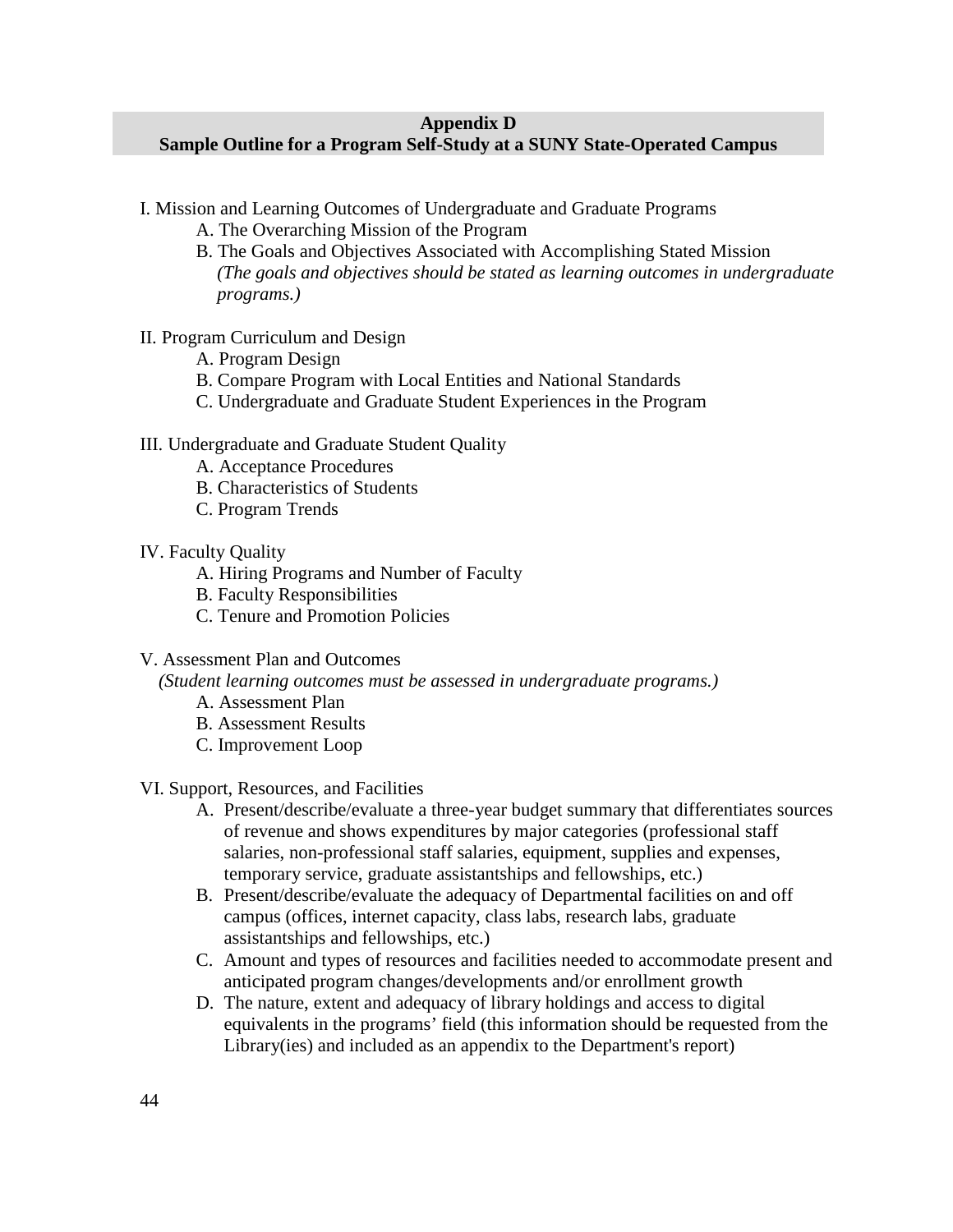## Appendix D
## Sample Outline for a Program Self-Study at a SUNY State-Operated Campus

I. Mission and Learning Outcomes of Undergraduate and Graduate Programs

- A. The Overarching Mission of the Program
- B. The Goals and Objectives Associated with Accomplishing Stated Mission
  *(The goals and objectives should be stated as learning outcomes in undergraduate programs.)*

II. Program Curriculum and Design

- A. Program Design
- B. Compare Program with Local Entities and National Standards
- C. Undergraduate and Graduate Student Experiences in the Program

III. Undergraduate and Graduate Student Quality

- A. Acceptance Procedures
- B. Characteristics of Students
- C. Program Trends

IV. Faculty Quality

- A. Hiring Programs and Number of Faculty
- B. Faculty Responsibilities
- C. Tenure and Promotion Policies

V. Assessment Plan and Outcomes

*(Student learning outcomes must be assessed in undergraduate programs.)*

- A. Assessment Plan
- B. Assessment Results
- C. Improvement Loop

VI. Support, Resources, and Facilities

- A. Present/describe/evaluate a three-year budget summary that differentiates sources of revenue and shows expenditures by major categories (professional staff salaries, non-professional staff salaries, equipment, supplies and expenses, temporary service, graduate assistantships and fellowships, etc.)
- B. Present/describe/evaluate the adequacy of Departmental facilities on and off campus (offices, internet capacity, class labs, research labs, graduate assistantships and fellowships, etc.)
- C. Amount and types of resources and facilities needed to accommodate present and anticipated program changes/developments and/or enrollment growth
- D. The nature, extent and adequacy of library holdings and access to digital equivalents in the programs' field (this information should be requested from the Library(ies) and included as an appendix to the Department's report)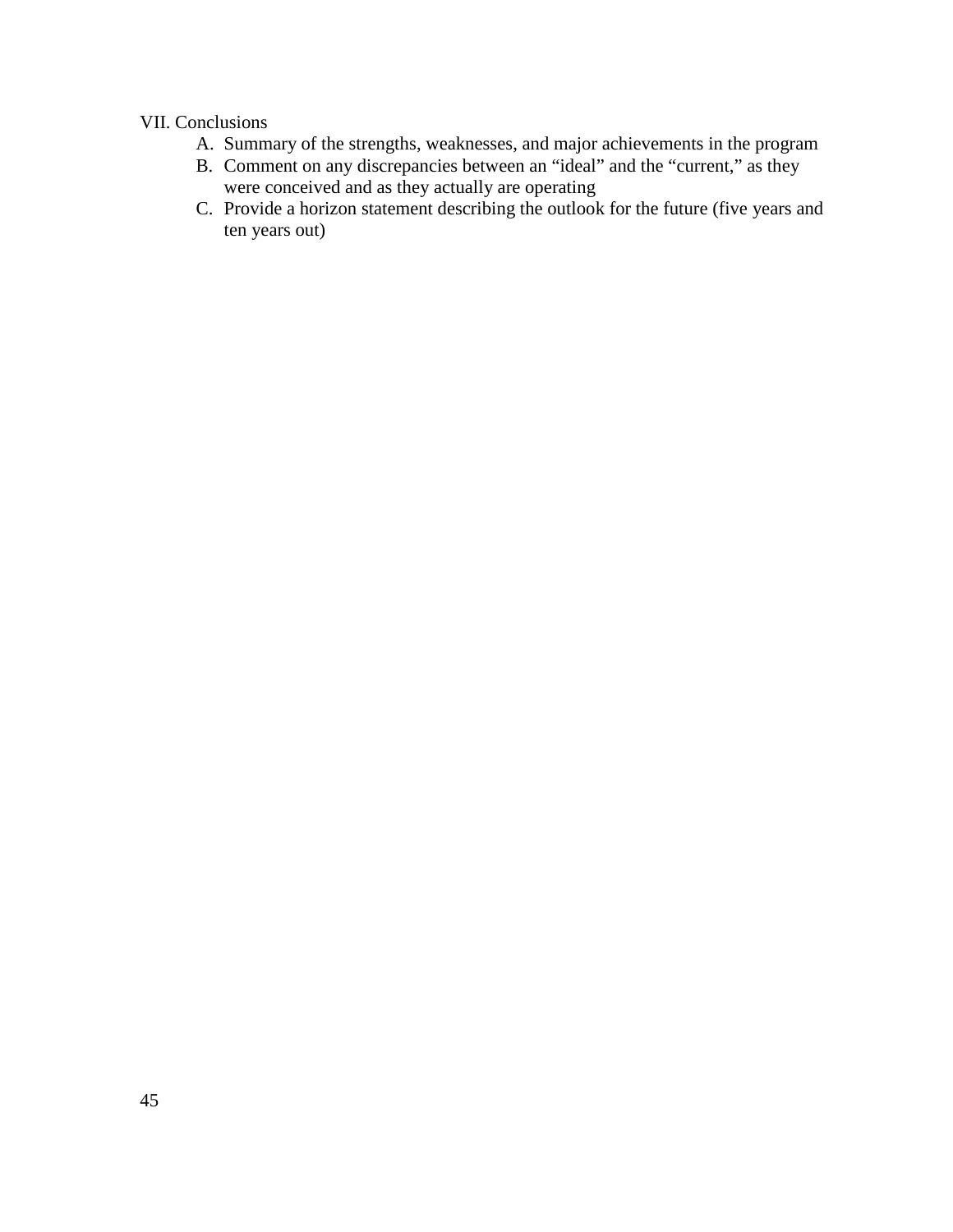VII. Conclusions

A. Summary of the strengths, weaknesses, and major achievements in the program
B. Comment on any discrepancies between an "ideal" and the "current," as they were conceived and as they actually are operating
C. Provide a horizon statement describing the outlook for the future (five years and ten years out)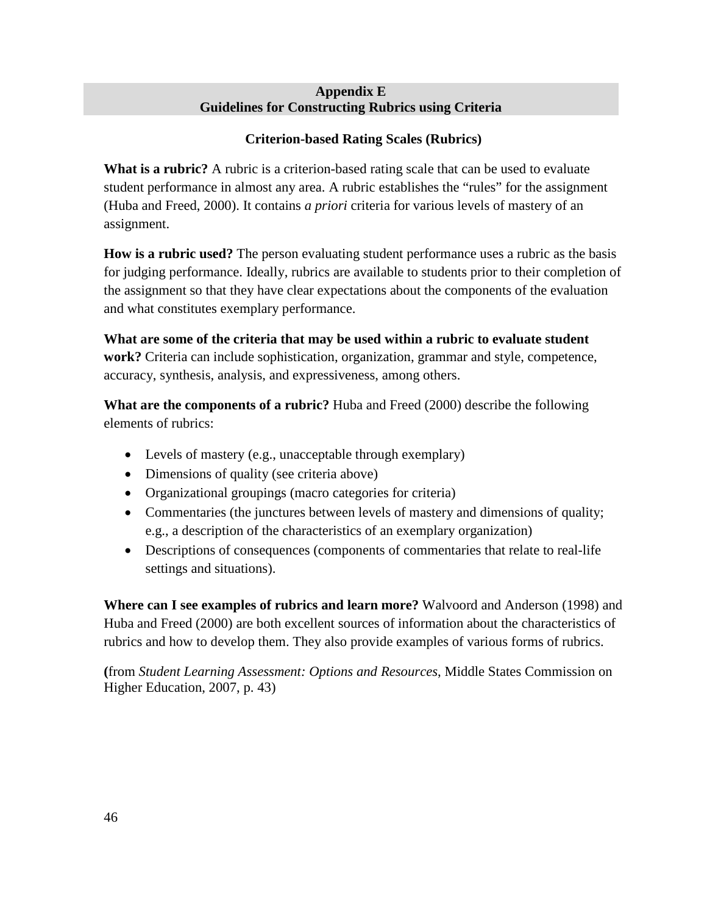## Appendix E
## Guidelines for Constructing Rubrics using Criteria

### Criterion-based Rating Scales (Rubrics)

**What is a rubric?** A rubric is a criterion-based rating scale that can be used to evaluate student performance in almost any area. A rubric establishes the "rules" for the assignment (Huba and Freed, 2000). It contains *a priori* criteria for various levels of mastery of an assignment.

**How is a rubric used?** The person evaluating student performance uses a rubric as the basis for judging performance. Ideally, rubrics are available to students prior to their completion of the assignment so that they have clear expectations about the components of the evaluation and what constitutes exemplary performance.

**What are some of the criteria that may be used within a rubric to evaluate student work?** Criteria can include sophistication, organization, grammar and style, competence, accuracy, synthesis, analysis, and expressiveness, among others.

**What are the components of a rubric?** Huba and Freed (2000) describe the following elements of rubrics:

- Levels of mastery (e.g., unacceptable through exemplary)
- Dimensions of quality (see criteria above)
- Organizational groupings (macro categories for criteria)
- Commentaries (the junctures between levels of mastery and dimensions of quality; e.g., a description of the characteristics of an exemplary organization)
- Descriptions of consequences (components of commentaries that relate to real-life settings and situations).

**Where can I see examples of rubrics and learn more?** Walvoord and Anderson (1998) and Huba and Freed (2000) are both excellent sources of information about the characteristics of rubrics and how to develop them. They also provide examples of various forms of rubrics.

**(**from *Student Learning Assessment: Options and Resources*, Middle States Commission on Higher Education, 2007, p. 43)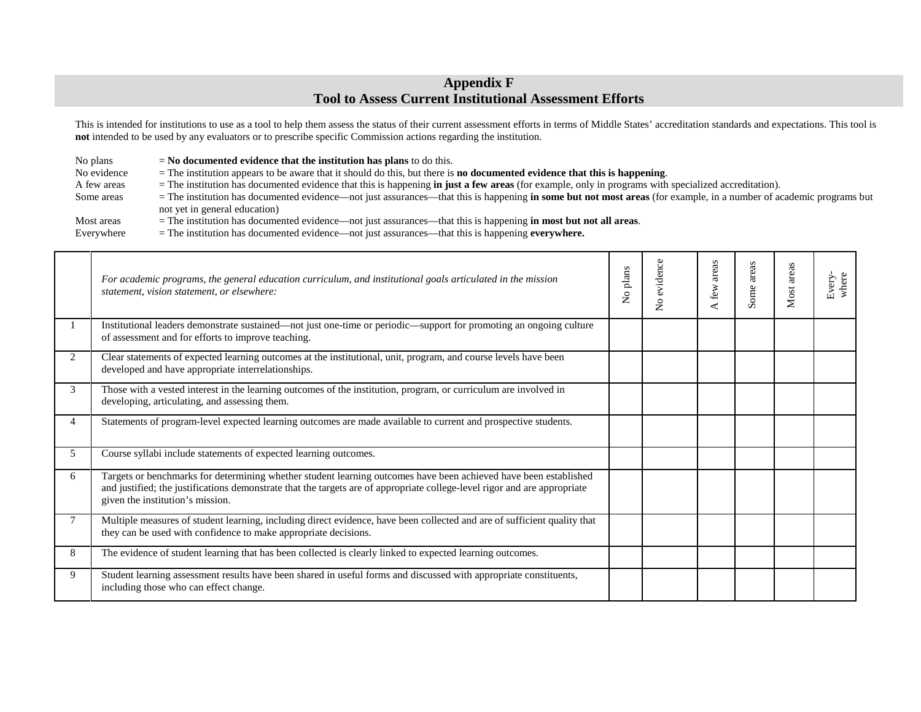# Appendix F
## Tool to Assess Current Institutional Assessment Efforts

This is intended for institutions to use as a tool to help them assess the status of their current assessment efforts in terms of Middle States' accreditation standards and expectations. This tool is **not** intended to be used by any evaluators or to prescribe specific Commission actions regarding the institution.

No plans = **No documented evidence that the institution has plans** to do this.
No evidence = The institution appears to be aware that it should do this, but there is **no documented evidence that this is happening**.
A few areas = The institution has documented evidence that this is happening **in just a few areas** (for example, only in programs with specialized accreditation).
Some areas = The institution has documented evidence—not just assurances—that this is happening **in some but not most areas** (for example, in a number of academic programs but not yet in general education)
Most areas = The institution has documented evidence—not just assurances—that this is happening **in most but not all areas**.
Everywhere = The institution has documented evidence—not just assurances—that this is happening **everywhere.**

| | *For academic programs, the general education curriculum, and institutional goals articulated in the mission statement, vision statement, or elsewhere:* | No plans | No evidence | A few areas | Some areas | Most areas | Every-where |
|---|---|---|---|---|---|---|---|
| 1 | Institutional leaders demonstrate sustained—not just one-time or periodic—support for promoting an ongoing culture of assessment and for efforts to improve teaching. | | | | | | |
| 2 | Clear statements of expected learning outcomes at the institutional, unit, program, and course levels have been developed and have appropriate interrelationships. | | | | | | |
| 3 | Those with a vested interest in the learning outcomes of the institution, program, or curriculum are involved in developing, articulating, and assessing them. | | | | | | |
| 4 | Statements of program-level expected learning outcomes are made available to current and prospective students. | | | | | | |
| 5 | Course syllabi include statements of expected learning outcomes. | | | | | | |
| 6 | Targets or benchmarks for determining whether student learning outcomes have been achieved have been established and justified; the justifications demonstrate that the targets are of appropriate college-level rigor and are appropriate given the institution's mission. | | | | | | |
| 7 | Multiple measures of student learning, including direct evidence, have been collected and are of sufficient quality that they can be used with confidence to make appropriate decisions. | | | | | | |
| 8 | The evidence of student learning that has been collected is clearly linked to expected learning outcomes. | | | | | | |
| 9 | Student learning assessment results have been shared in useful forms and discussed with appropriate constituents, including those who can effect change. | | | | | | |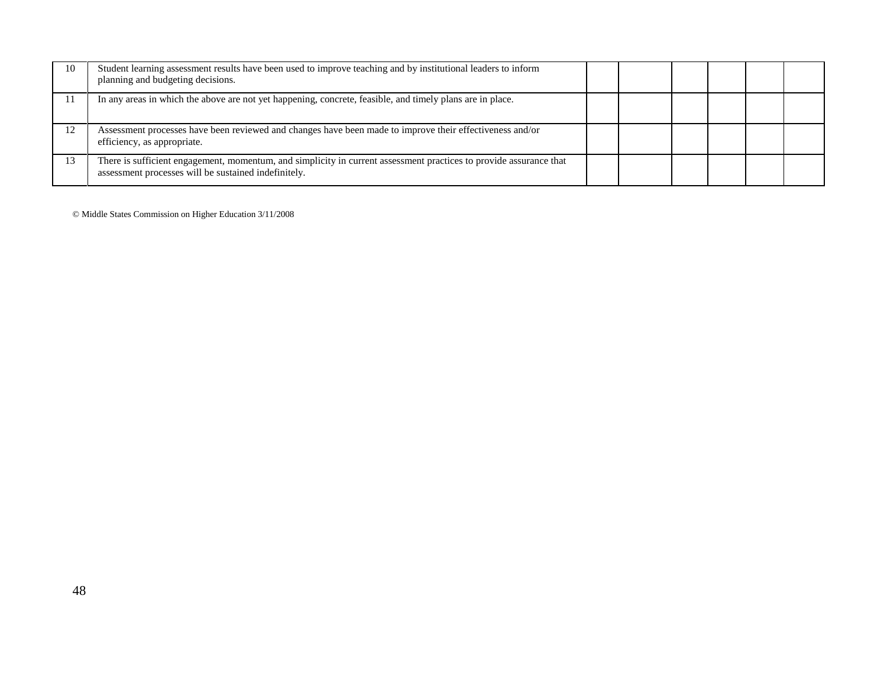| | | | | | | | |
|---|---|---|---|---|---|---|---|
| 10 | Student learning assessment results have been used to improve teaching and by institutional leaders to inform planning and budgeting decisions. | | | | | | |
| 11 | In any areas in which the above are not yet happening, concrete, feasible, and timely plans are in place. | | | | | | |
| 12 | Assessment processes have been reviewed and changes have been made to improve their effectiveness and/or efficiency, as appropriate. | | | | | | |
| 13 | There is sufficient engagement, momentum, and simplicity in current assessment practices to provide assurance that assessment processes will be sustained indefinitely. | | | | | | |

© Middle States Commission on Higher Education 3/11/2008